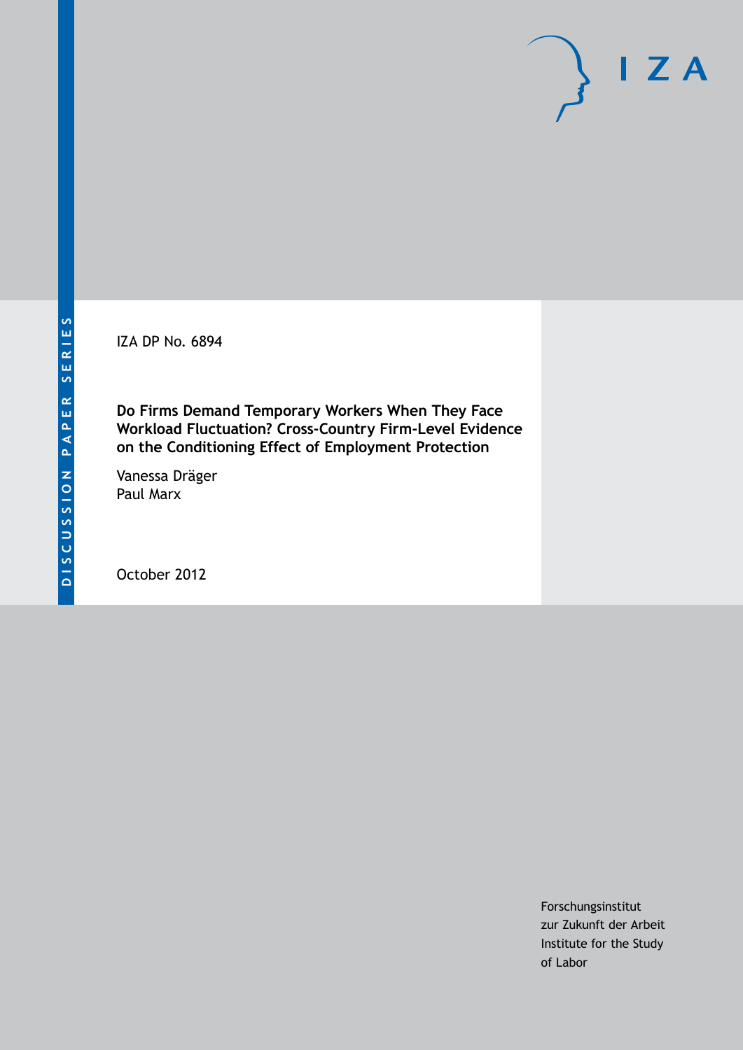DISCUSSION PAPER SERIES

IZA

IZA DP No. 6894

**Do Firms Demand Temporary Workers When They Face Workload Fluctuation? Cross-Country Firm-Level Evidence on the Conditioning Effect of Employment Protection**

Vanessa Dräger
Paul Marx

October 2012

Forschungsinstitut
zur Zukunft der Arbeit
Institute for the Study
of Labor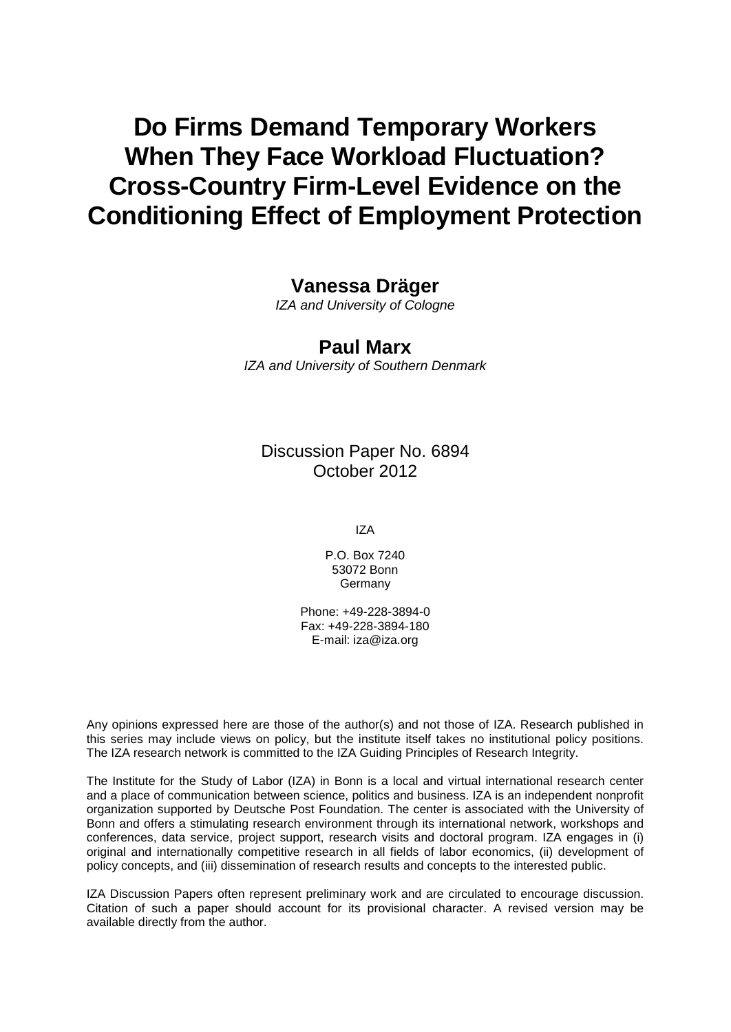# Do Firms Demand Temporary Workers When They Face Workload Fluctuation? Cross-Country Firm-Level Evidence on the Conditioning Effect of Employment Protection

**Vanessa Dräger**

*IZA and University of Cologne*

**Paul Marx**

*IZA and University of Southern Denmark*

Discussion Paper No. 6894
October 2012

IZA

P.O. Box 7240
53072 Bonn
Germany

Phone: +49-228-3894-0
Fax: +49-228-3894-180
E-mail: iza@iza.org

Any opinions expressed here are those of the author(s) and not those of IZA. Research published in this series may include views on policy, but the institute itself takes no institutional policy positions. The IZA research network is committed to the IZA Guiding Principles of Research Integrity.

The Institute for the Study of Labor (IZA) in Bonn is a local and virtual international research center and a place of communication between science, politics and business. IZA is an independent nonprofit organization supported by Deutsche Post Foundation. The center is associated with the University of Bonn and offers a stimulating research environment through its international network, workshops and conferences, data service, project support, research visits and doctoral program. IZA engages in (i) original and internationally competitive research in all fields of labor economics, (ii) development of policy concepts, and (iii) dissemination of research results and concepts to the interested public.

IZA Discussion Papers often represent preliminary work and are circulated to encourage discussion. Citation of such a paper should account for its provisional character. A revised version may be available directly from the author.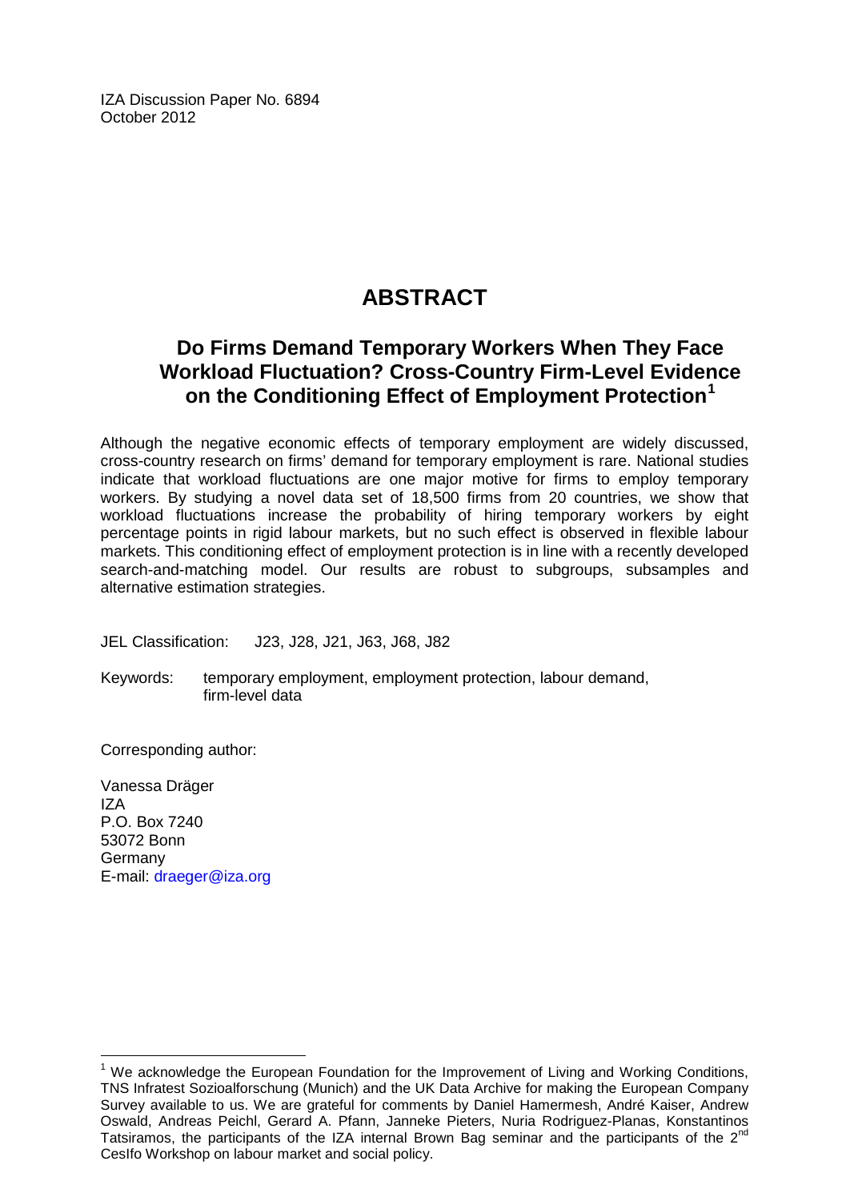IZA Discussion Paper No. 6894
October 2012

# ABSTRACT

## Do Firms Demand Temporary Workers When They Face Workload Fluctuation? Cross-Country Firm-Level Evidence on the Conditioning Effect of Employment Protection[1]

Although the negative economic effects of temporary employment are widely discussed, cross-country research on firms' demand for temporary employment is rare. National studies indicate that workload fluctuations are one major motive for firms to employ temporary workers. By studying a novel data set of 18,500 firms from 20 countries, we show that workload fluctuations increase the probability of hiring temporary workers by eight percentage points in rigid labour markets, but no such effect is observed in flexible labour markets. This conditioning effect of employment protection is in line with a recently developed search-and-matching model. Our results are robust to subgroups, subsamples and alternative estimation strategies.

JEL Classification: J23, J28, J21, J63, J68, J82

Keywords: temporary employment, employment protection, labour demand, firm-level data

Corresponding author:

Vanessa Dräger
IZA
P.O. Box 7240
53072 Bonn
Germany
E-mail: draeger@iza.org

[1] We acknowledge the European Foundation for the Improvement of Living and Working Conditions, TNS Infratest Sozioalforschung (Munich) and the UK Data Archive for making the European Company Survey available to us. We are grateful for comments by Daniel Hamermesh, André Kaiser, Andrew Oswald, Andreas Peichl, Gerard A. Pfann, Janneke Pieters, Nuria Rodriguez-Planas, Konstantinos Tatsiramos, the participants of the IZA internal Brown Bag seminar and the participants of the 2nd CesIfo Workshop on labour market and social policy.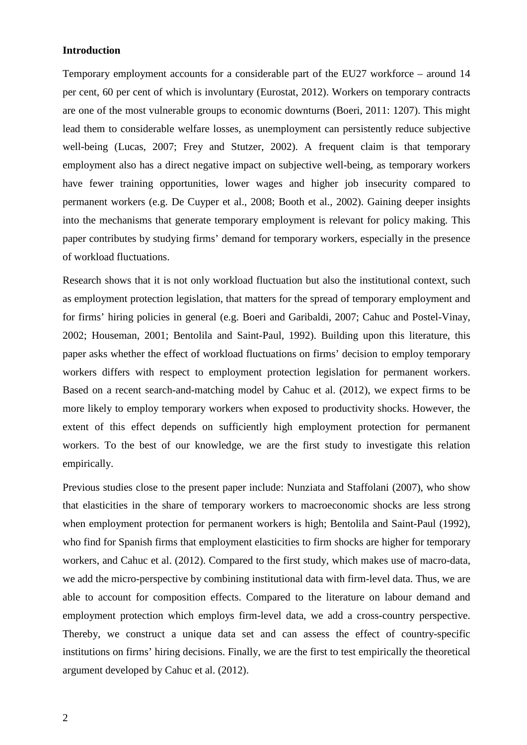## Introduction

Temporary employment accounts for a considerable part of the EU27 workforce – around 14 per cent, 60 per cent of which is involuntary (Eurostat, 2012). Workers on temporary contracts are one of the most vulnerable groups to economic downturns (Boeri, 2011: 1207). This might lead them to considerable welfare losses, as unemployment can persistently reduce subjective well-being (Lucas, 2007; Frey and Stutzer, 2002). A frequent claim is that temporary employment also has a direct negative impact on subjective well-being, as temporary workers have fewer training opportunities, lower wages and higher job insecurity compared to permanent workers (e.g. De Cuyper et al., 2008; Booth et al., 2002). Gaining deeper insights into the mechanisms that generate temporary employment is relevant for policy making. This paper contributes by studying firms' demand for temporary workers, especially in the presence of workload fluctuations.

Research shows that it is not only workload fluctuation but also the institutional context, such as employment protection legislation, that matters for the spread of temporary employment and for firms' hiring policies in general (e.g. Boeri and Garibaldi, 2007; Cahuc and Postel-Vinay, 2002; Houseman, 2001; Bentolila and Saint-Paul, 1992). Building upon this literature, this paper asks whether the effect of workload fluctuations on firms' decision to employ temporary workers differs with respect to employment protection legislation for permanent workers. Based on a recent search-and-matching model by Cahuc et al. (2012), we expect firms to be more likely to employ temporary workers when exposed to productivity shocks. However, the extent of this effect depends on sufficiently high employment protection for permanent workers. To the best of our knowledge, we are the first study to investigate this relation empirically.

Previous studies close to the present paper include: Nunziata and Staffolani (2007), who show that elasticities in the share of temporary workers to macroeconomic shocks are less strong when employment protection for permanent workers is high; Bentolila and Saint-Paul (1992), who find for Spanish firms that employment elasticities to firm shocks are higher for temporary workers, and Cahuc et al. (2012). Compared to the first study, which makes use of macro-data, we add the micro-perspective by combining institutional data with firm-level data. Thus, we are able to account for composition effects. Compared to the literature on labour demand and employment protection which employs firm-level data, we add a cross-country perspective. Thereby, we construct a unique data set and can assess the effect of country-specific institutions on firms' hiring decisions. Finally, we are the first to test empirically the theoretical argument developed by Cahuc et al. (2012).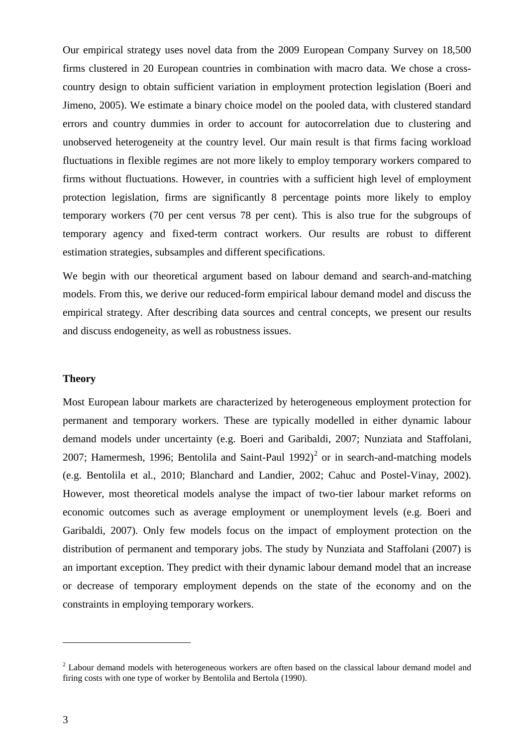Our empirical strategy uses novel data from the 2009 European Company Survey on 18,500 firms clustered in 20 European countries in combination with macro data. We chose a cross-country design to obtain sufficient variation in employment protection legislation (Boeri and Jimeno, 2005). We estimate a binary choice model on the pooled data, with clustered standard errors and country dummies in order to account for autocorrelation due to clustering and unobserved heterogeneity at the country level. Our main result is that firms facing workload fluctuations in flexible regimes are not more likely to employ temporary workers compared to firms without fluctuations. However, in countries with a sufficient high level of employment protection legislation, firms are significantly 8 percentage points more likely to employ temporary workers (70 per cent versus 78 per cent). This is also true for the subgroups of temporary agency and fixed-term contract workers. Our results are robust to different estimation strategies, subsamples and different specifications.

We begin with our theoretical argument based on labour demand and search-and-matching models. From this, we derive our reduced-form empirical labour demand model and discuss the empirical strategy. After describing data sources and central concepts, we present our results and discuss endogeneity, as well as robustness issues.

## Theory

Most European labour markets are characterized by heterogeneous employment protection for permanent and temporary workers. These are typically modelled in either dynamic labour demand models under uncertainty (e.g. Boeri and Garibaldi, 2007; Nunziata and Staffolani, 2007; Hamermesh, 1996; Bentolila and Saint-Paul 1992)[2] or in search-and-matching models (e.g. Bentolila et al., 2010; Blanchard and Landier, 2002; Cahuc and Postel-Vinay, 2002). However, most theoretical models analyse the impact of two-tier labour market reforms on economic outcomes such as average employment or unemployment levels (e.g. Boeri and Garibaldi, 2007). Only few models focus on the impact of employment protection on the distribution of permanent and temporary jobs. The study by Nunziata and Staffolani (2007) is an important exception. They predict with their dynamic labour demand model that an increase or decrease of temporary employment depends on the state of the economy and on the constraints in employing temporary workers.

[2] Labour demand models with heterogeneous workers are often based on the classical labour demand model and firing costs with one type of worker by Bentolila and Bertola (1990).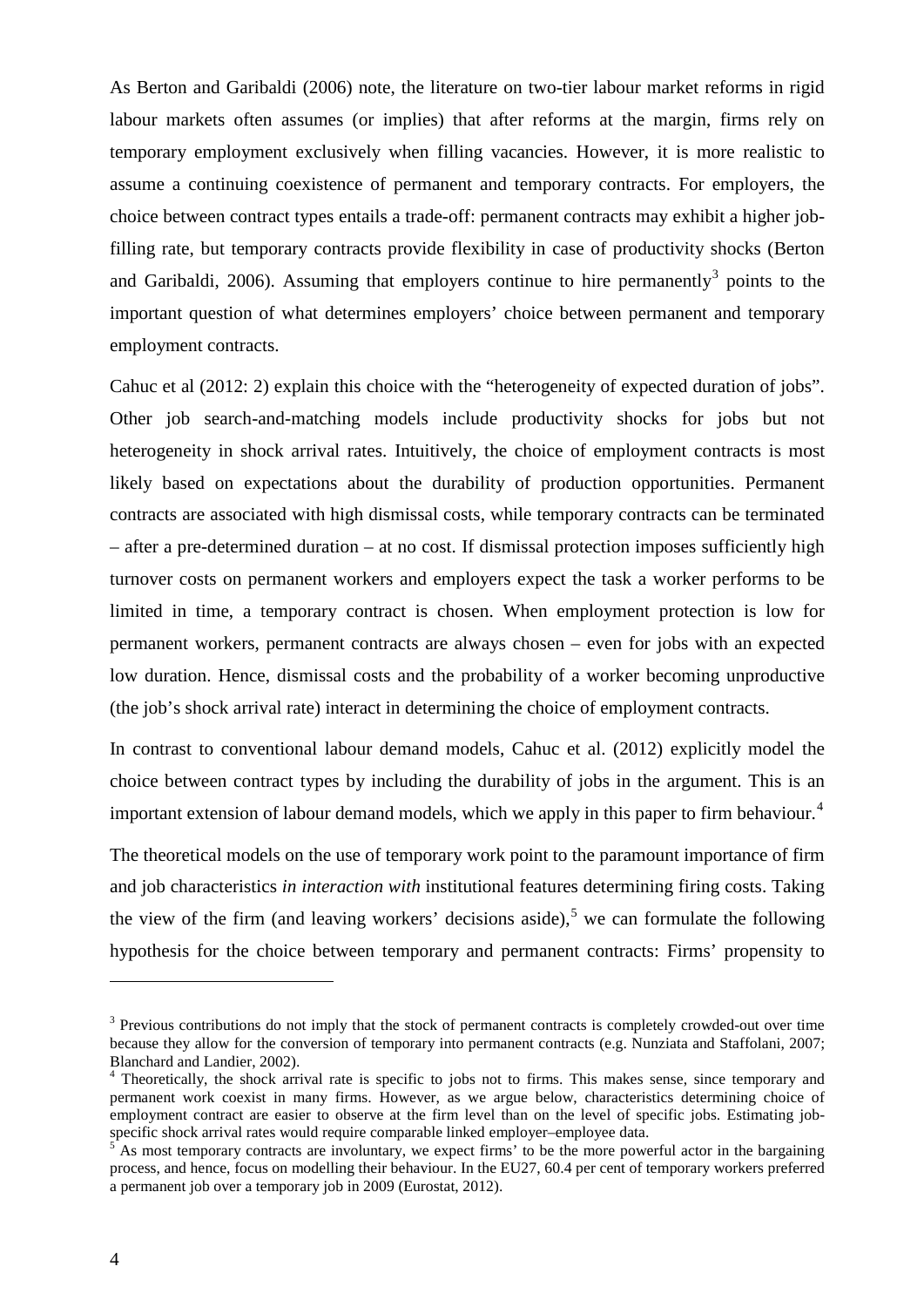As Berton and Garibaldi (2006) note, the literature on two-tier labour market reforms in rigid labour markets often assumes (or implies) that after reforms at the margin, firms rely on temporary employment exclusively when filling vacancies. However, it is more realistic to assume a continuing coexistence of permanent and temporary contracts. For employers, the choice between contract types entails a trade-off: permanent contracts may exhibit a higher job-filling rate, but temporary contracts provide flexibility in case of productivity shocks (Berton and Garibaldi, 2006). Assuming that employers continue to hire permanently[3] points to the important question of what determines employers' choice between permanent and temporary employment contracts.

Cahuc et al (2012: 2) explain this choice with the "heterogeneity of expected duration of jobs". Other job search-and-matching models include productivity shocks for jobs but not heterogeneity in shock arrival rates. Intuitively, the choice of employment contracts is most likely based on expectations about the durability of production opportunities. Permanent contracts are associated with high dismissal costs, while temporary contracts can be terminated – after a pre-determined duration – at no cost. If dismissal protection imposes sufficiently high turnover costs on permanent workers and employers expect the task a worker performs to be limited in time, a temporary contract is chosen. When employment protection is low for permanent workers, permanent contracts are always chosen – even for jobs with an expected low duration. Hence, dismissal costs and the probability of a worker becoming unproductive (the job's shock arrival rate) interact in determining the choice of employment contracts.

In contrast to conventional labour demand models, Cahuc et al. (2012) explicitly model the choice between contract types by including the durability of jobs in the argument. This is an important extension of labour demand models, which we apply in this paper to firm behaviour.[4]

The theoretical models on the use of temporary work point to the paramount importance of firm and job characteristics *in interaction with* institutional features determining firing costs. Taking the view of the firm (and leaving workers' decisions aside),[5] we can formulate the following hypothesis for the choice between temporary and permanent contracts: Firms' propensity to

---

[3] Previous contributions do not imply that the stock of permanent contracts is completely crowded-out over time because they allow for the conversion of temporary into permanent contracts (e.g. Nunziata and Staffolani, 2007; Blanchard and Landier, 2002).

[4] Theoretically, the shock arrival rate is specific to jobs not to firms. This makes sense, since temporary and permanent work coexist in many firms. However, as we argue below, characteristics determining choice of employment contract are easier to observe at the firm level than on the level of specific jobs. Estimating job-specific shock arrival rates would require comparable linked employer–employee data.

[5] As most temporary contracts are involuntary, we expect firms' to be the more powerful actor in the bargaining process, and hence, focus on modelling their behaviour. In the EU27, 60.4 per cent of temporary workers preferred a permanent job over a temporary job in 2009 (Eurostat, 2012).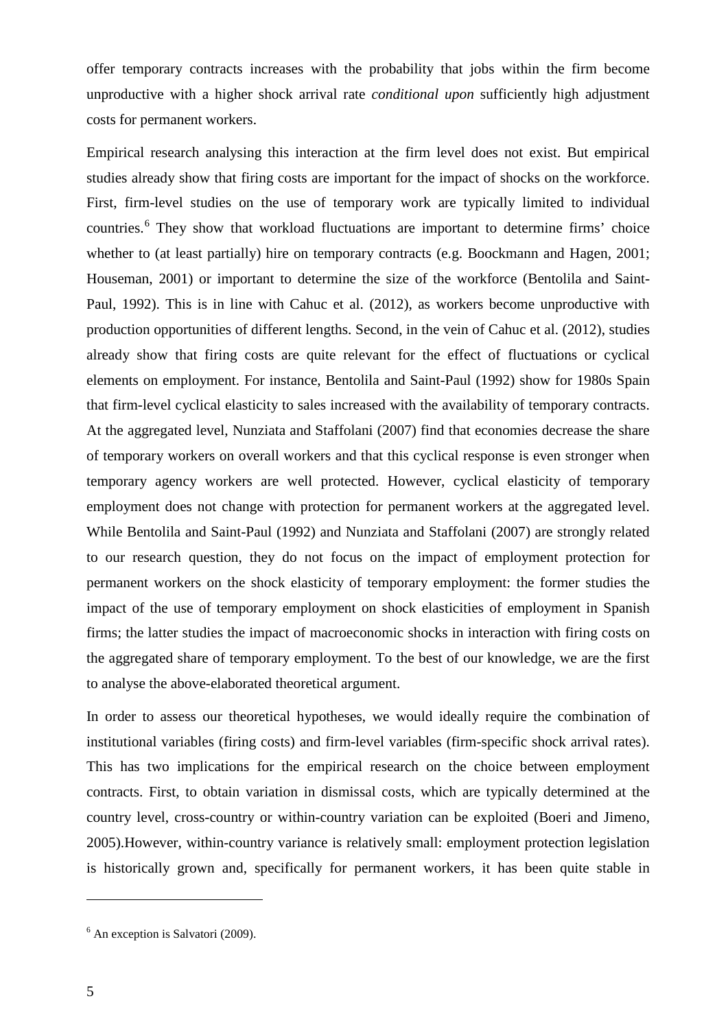offer temporary contracts increases with the probability that jobs within the firm become unproductive with a higher shock arrival rate *conditional upon* sufficiently high adjustment costs for permanent workers.

Empirical research analysing this interaction at the firm level does not exist. But empirical studies already show that firing costs are important for the impact of shocks on the workforce. First, firm-level studies on the use of temporary work are typically limited to individual countries.[6] They show that workload fluctuations are important to determine firms' choice whether to (at least partially) hire on temporary contracts (e.g. Boockmann and Hagen, 2001; Houseman, 2001) or important to determine the size of the workforce (Bentolila and Saint-Paul, 1992). This is in line with Cahuc et al. (2012), as workers become unproductive with production opportunities of different lengths. Second, in the vein of Cahuc et al. (2012), studies already show that firing costs are quite relevant for the effect of fluctuations or cyclical elements on employment. For instance, Bentolila and Saint-Paul (1992) show for 1980s Spain that firm-level cyclical elasticity to sales increased with the availability of temporary contracts. At the aggregated level, Nunziata and Staffolani (2007) find that economies decrease the share of temporary workers on overall workers and that this cyclical response is even stronger when temporary agency workers are well protected. However, cyclical elasticity of temporary employment does not change with protection for permanent workers at the aggregated level. While Bentolila and Saint-Paul (1992) and Nunziata and Staffolani (2007) are strongly related to our research question, they do not focus on the impact of employment protection for permanent workers on the shock elasticity of temporary employment: the former studies the impact of the use of temporary employment on shock elasticities of employment in Spanish firms; the latter studies the impact of macroeconomic shocks in interaction with firing costs on the aggregated share of temporary employment. To the best of our knowledge, we are the first to analyse the above-elaborated theoretical argument.

In order to assess our theoretical hypotheses, we would ideally require the combination of institutional variables (firing costs) and firm-level variables (firm-specific shock arrival rates). This has two implications for the empirical research on the choice between employment contracts. First, to obtain variation in dismissal costs, which are typically determined at the country level, cross-country or within-country variation can be exploited (Boeri and Jimeno, 2005).However, within-country variance is relatively small: employment protection legislation is historically grown and, specifically for permanent workers, it has been quite stable in

[6] An exception is Salvatori (2009).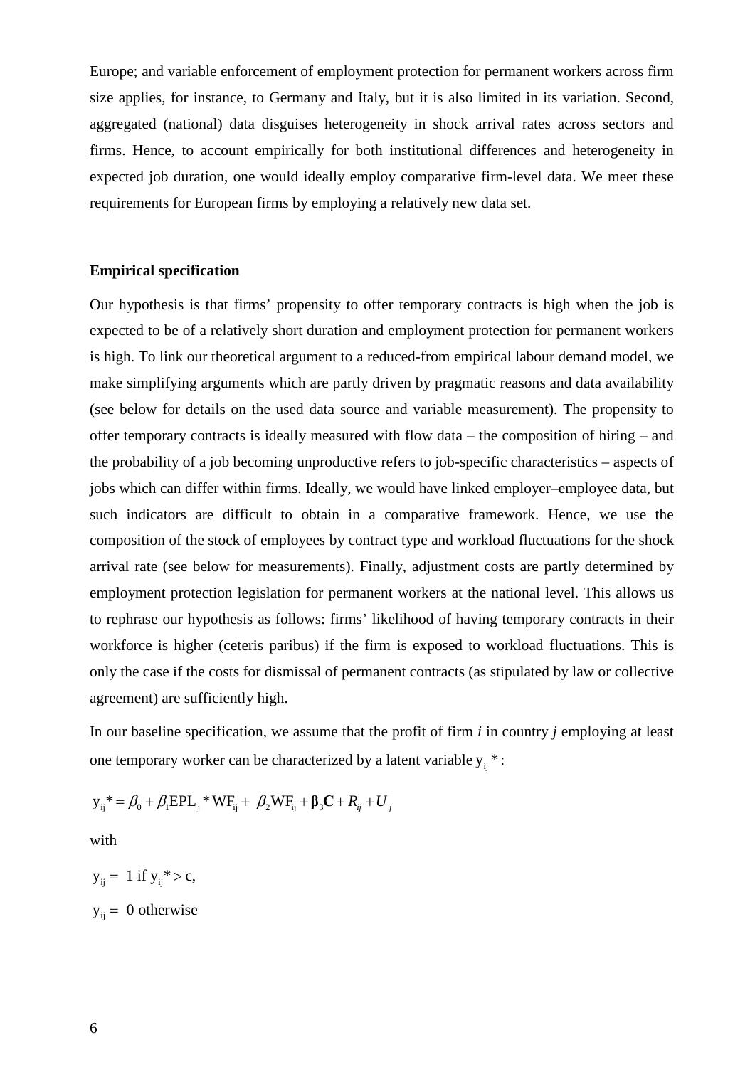Europe; and variable enforcement of employment protection for permanent workers across firm size applies, for instance, to Germany and Italy, but it is also limited in its variation. Second, aggregated (national) data disguises heterogeneity in shock arrival rates across sectors and firms. Hence, to account empirically for both institutional differences and heterogeneity in expected job duration, one would ideally employ comparative firm-level data. We meet these requirements for European firms by employing a relatively new data set.

**Empirical specification**

Our hypothesis is that firms' propensity to offer temporary contracts is high when the job is expected to be of a relatively short duration and employment protection for permanent workers is high. To link our theoretical argument to a reduced-from empirical labour demand model, we make simplifying arguments which are partly driven by pragmatic reasons and data availability (see below for details on the used data source and variable measurement). The propensity to offer temporary contracts is ideally measured with flow data – the composition of hiring – and the probability of a job becoming unproductive refers to job-specific characteristics – aspects of jobs which can differ within firms. Ideally, we would have linked employer–employee data, but such indicators are difficult to obtain in a comparative framework. Hence, we use the composition of the stock of employees by contract type and workload fluctuations for the shock arrival rate (see below for measurements). Finally, adjustment costs are partly determined by employment protection legislation for permanent workers at the national level. This allows us to rephrase our hypothesis as follows: firms' likelihood of having temporary contracts in their workforce is higher (ceteris paribus) if the firm is exposed to workload fluctuations. This is only the case if the costs for dismissal of permanent contracts (as stipulated by law or collective agreement) are sufficiently high.

In our baseline specification, we assume that the profit of firm *i* in country *j* employing at least one temporary worker can be characterized by a latent variable $y_{ij}*$:

$$y_{ij}* = \beta_0 + \beta_1 EPL_j * WF_{ij} + \beta_2 WF_{ij} + \boldsymbol{\beta}_3 \mathbf{C} + R_{ij} + U_j$$

with

$y_{ij} = 1$ if $y_{ij}* > c$,

$y_{ij} = 0$ otherwise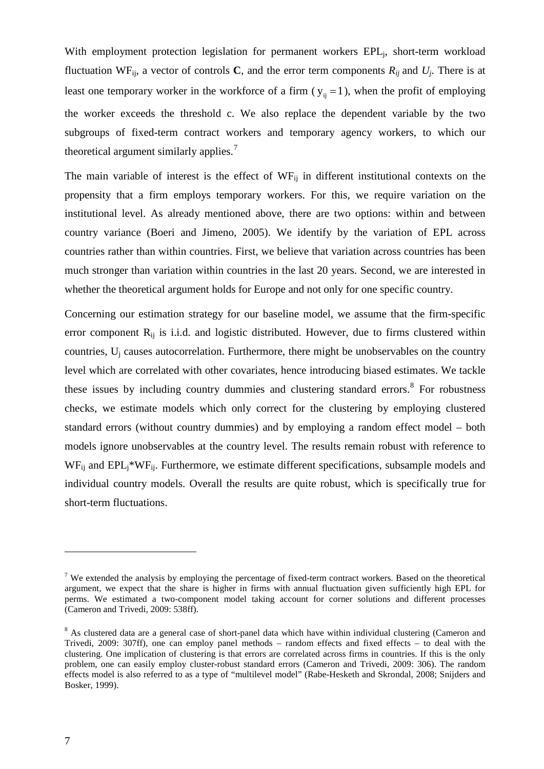With employment protection legislation for permanent workers $EPL_j$, short-term workload fluctuation $WF_{ij}$, a vector of controls **C**, and the error term components $R_{ij}$ and $U_j$. There is at least one temporary worker in the workforce of a firm ($y_{ij} = 1$), when the profit of employing the worker exceeds the threshold c. We also replace the dependent variable by the two subgroups of fixed-term contract workers and temporary agency workers, to which our theoretical argument similarly applies.[7]

The main variable of interest is the effect of $WF_{ij}$ in different institutional contexts on the propensity that a firm employs temporary workers. For this, we require variation on the institutional level. As already mentioned above, there are two options: within and between country variance (Boeri and Jimeno, 2005). We identify by the variation of EPL across countries rather than within countries. First, we believe that variation across countries has been much stronger than variation within countries in the last 20 years. Second, we are interested in whether the theoretical argument holds for Europe and not only for one specific country.

Concerning our estimation strategy for our baseline model, we assume that the firm-specific error component $R_{ij}$ is i.i.d. and logistic distributed. However, due to firms clustered within countries, $U_j$ causes autocorrelation. Furthermore, there might be unobservables on the country level which are correlated with other covariates, hence introducing biased estimates. We tackle these issues by including country dummies and clustering standard errors.[8] For robustness checks, we estimate models which only correct for the clustering by employing clustered standard errors (without country dummies) and by employing a random effect model – both models ignore unobservables at the country level. The results remain robust with reference to $WF_{ij}$ and $EPL_j$*$WF_{ij}$. Furthermore, we estimate different specifications, subsample models and individual country models. Overall the results are quite robust, which is specifically true for short-term fluctuations.

---

[7] We extended the analysis by employing the percentage of fixed-term contract workers. Based on the theoretical argument, we expect that the share is higher in firms with annual fluctuation given sufficiently high EPL for perms. We estimated a two-component model taking account for corner solutions and different processes (Cameron and Trivedi, 2009: 538ff).

[8] As clustered data are a general case of short-panel data which have within individual clustering (Cameron and Trivedi, 2009: 307ff), one can employ panel methods – random effects and fixed effects – to deal with the clustering. One implication of clustering is that errors are correlated across firms in countries. If this is the only problem, one can easily employ cluster-robust standard errors (Cameron and Trivedi, 2009: 306). The random effects model is also referred to as a type of "multilevel model" (Rabe-Hesketh and Skrondal, 2008; Snijders and Bosker, 1999).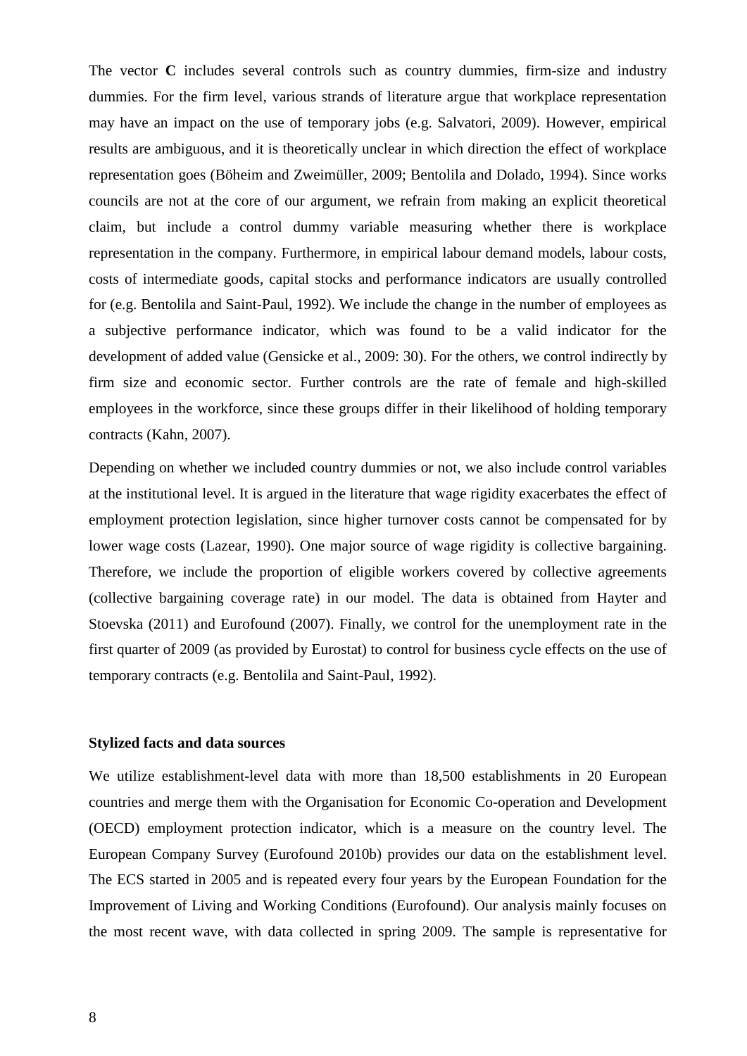The vector **C** includes several controls such as country dummies, firm-size and industry dummies. For the firm level, various strands of literature argue that workplace representation may have an impact on the use of temporary jobs (e.g. Salvatori, 2009). However, empirical results are ambiguous, and it is theoretically unclear in which direction the effect of workplace representation goes (Böheim and Zweimüller, 2009; Bentolila and Dolado, 1994). Since works councils are not at the core of our argument, we refrain from making an explicit theoretical claim, but include a control dummy variable measuring whether there is workplace representation in the company. Furthermore, in empirical labour demand models, labour costs, costs of intermediate goods, capital stocks and performance indicators are usually controlled for (e.g. Bentolila and Saint-Paul, 1992). We include the change in the number of employees as a subjective performance indicator, which was found to be a valid indicator for the development of added value (Gensicke et al., 2009: 30). For the others, we control indirectly by firm size and economic sector. Further controls are the rate of female and high-skilled employees in the workforce, since these groups differ in their likelihood of holding temporary contracts (Kahn, 2007).

Depending on whether we included country dummies or not, we also include control variables at the institutional level. It is argued in the literature that wage rigidity exacerbates the effect of employment protection legislation, since higher turnover costs cannot be compensated for by lower wage costs (Lazear, 1990). One major source of wage rigidity is collective bargaining. Therefore, we include the proportion of eligible workers covered by collective agreements (collective bargaining coverage rate) in our model. The data is obtained from Hayter and Stoevska (2011) and Eurofound (2007). Finally, we control for the unemployment rate in the first quarter of 2009 (as provided by Eurostat) to control for business cycle effects on the use of temporary contracts (e.g. Bentolila and Saint-Paul, 1992).

**Stylized facts and data sources**

We utilize establishment-level data with more than 18,500 establishments in 20 European countries and merge them with the Organisation for Economic Co-operation and Development (OECD) employment protection indicator, which is a measure on the country level. The European Company Survey (Eurofound 2010b) provides our data on the establishment level. The ECS started in 2005 and is repeated every four years by the European Foundation for the Improvement of Living and Working Conditions (Eurofound). Our analysis mainly focuses on the most recent wave, with data collected in spring 2009. The sample is representative for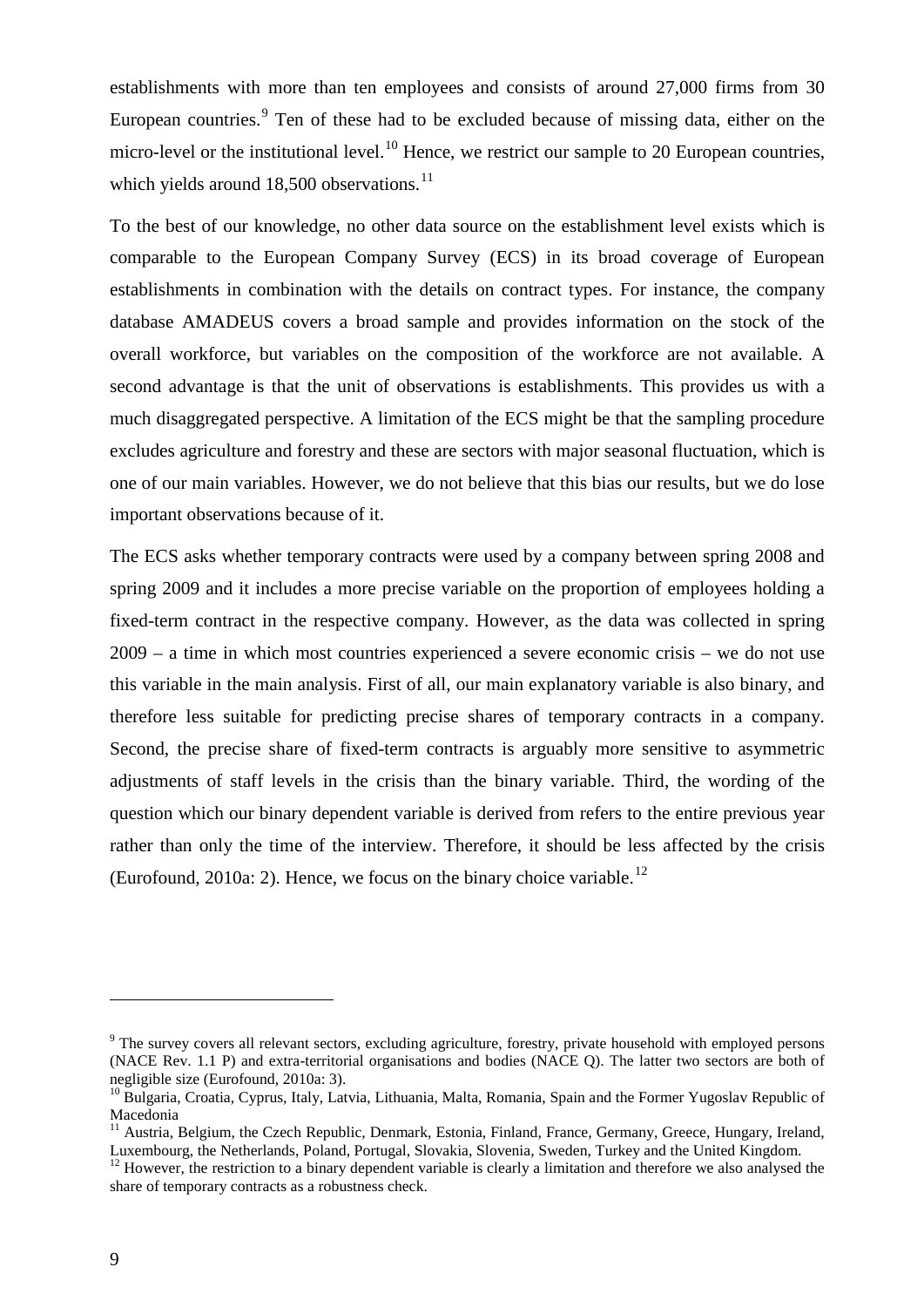establishments with more than ten employees and consists of around 27,000 firms from 30 European countries.[9] Ten of these had to be excluded because of missing data, either on the micro-level or the institutional level.[10] Hence, we restrict our sample to 20 European countries, which yields around 18,500 observations.[11]

To the best of our knowledge, no other data source on the establishment level exists which is comparable to the European Company Survey (ECS) in its broad coverage of European establishments in combination with the details on contract types. For instance, the company database AMADEUS covers a broad sample and provides information on the stock of the overall workforce, but variables on the composition of the workforce are not available. A second advantage is that the unit of observations is establishments. This provides us with a much disaggregated perspective. A limitation of the ECS might be that the sampling procedure excludes agriculture and forestry and these are sectors with major seasonal fluctuation, which is one of our main variables. However, we do not believe that this bias our results, but we do lose important observations because of it.

The ECS asks whether temporary contracts were used by a company between spring 2008 and spring 2009 and it includes a more precise variable on the proportion of employees holding a fixed-term contract in the respective company. However, as the data was collected in spring 2009 – a time in which most countries experienced a severe economic crisis – we do not use this variable in the main analysis. First of all, our main explanatory variable is also binary, and therefore less suitable for predicting precise shares of temporary contracts in a company. Second, the precise share of fixed-term contracts is arguably more sensitive to asymmetric adjustments of staff levels in the crisis than the binary variable. Third, the wording of the question which our binary dependent variable is derived from refers to the entire previous year rather than only the time of the interview. Therefore, it should be less affected by the crisis (Eurofound, 2010a: 2). Hence, we focus on the binary choice variable.[12]

---

[9] The survey covers all relevant sectors, excluding agriculture, forestry, private household with employed persons (NACE Rev. 1.1 P) and extra-territorial organisations and bodies (NACE Q). The latter two sectors are both of negligible size (Eurofound, 2010a: 3).

[10] Bulgaria, Croatia, Cyprus, Italy, Latvia, Lithuania, Malta, Romania, Spain and the Former Yugoslav Republic of Macedonia

[11] Austria, Belgium, the Czech Republic, Denmark, Estonia, Finland, France, Germany, Greece, Hungary, Ireland, Luxembourg, the Netherlands, Poland, Portugal, Slovakia, Slovenia, Sweden, Turkey and the United Kingdom.

[12] However, the restriction to a binary dependent variable is clearly a limitation and therefore we also analysed the share of temporary contracts as a robustness check.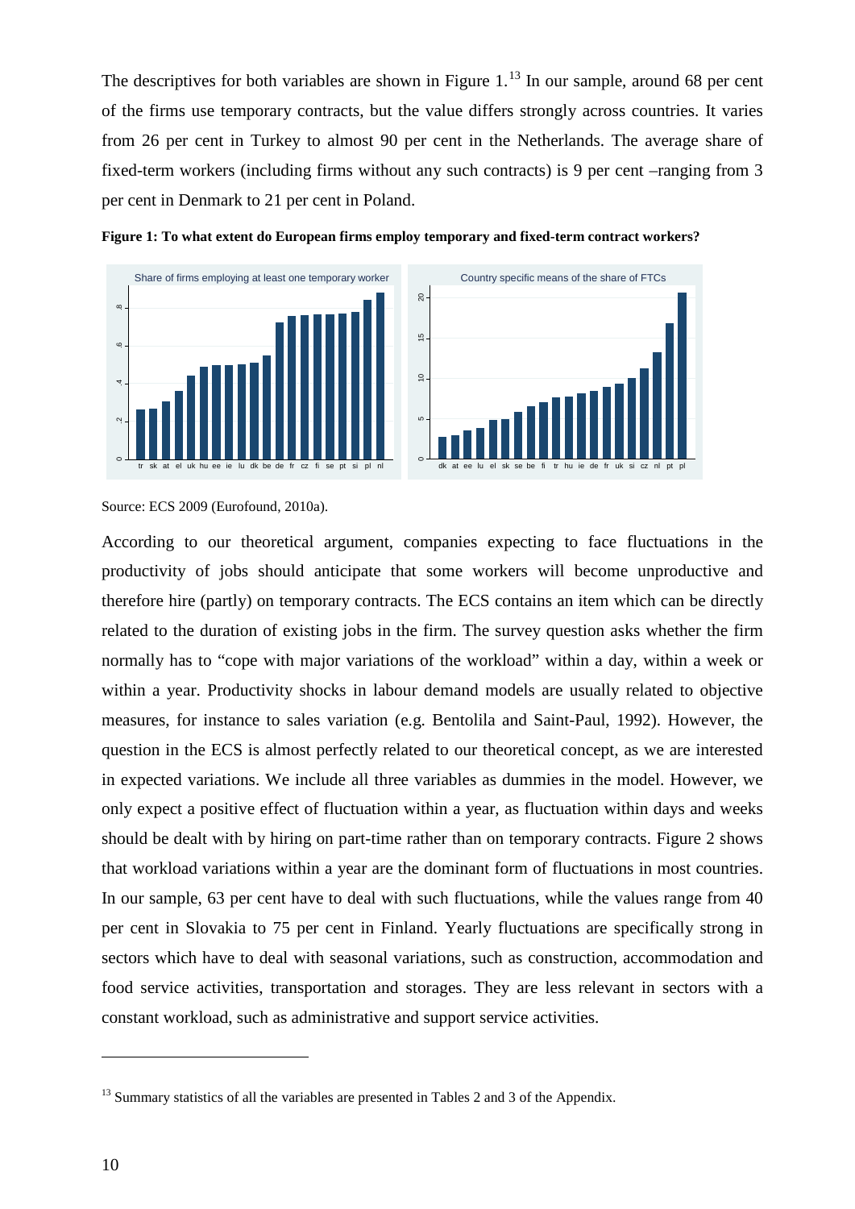The descriptives for both variables are shown in Figure 1.[13] In our sample, around 68 per cent of the firms use temporary contracts, but the value differs strongly across countries. It varies from 26 per cent in Turkey to almost 90 per cent in the Netherlands. The average share of fixed-term workers (including firms without any such contracts) is 9 per cent –ranging from 3 per cent in Denmark to 21 per cent in Poland.

**Figure 1: To what extent do European firms employ temporary and fixed-term contract workers?**

Source: ECS 2009 (Eurofound, 2010a).

According to our theoretical argument, companies expecting to face fluctuations in the productivity of jobs should anticipate that some workers will become unproductive and therefore hire (partly) on temporary contracts. The ECS contains an item which can be directly related to the duration of existing jobs in the firm. The survey question asks whether the firm normally has to "cope with major variations of the workload" within a day, within a week or within a year. Productivity shocks in labour demand models are usually related to objective measures, for instance to sales variation (e.g. Bentolila and Saint-Paul, 1992). However, the question in the ECS is almost perfectly related to our theoretical concept, as we are interested in expected variations. We include all three variables as dummies in the model. However, we only expect a positive effect of fluctuation within a year, as fluctuation within days and weeks should be dealt with by hiring on part-time rather than on temporary contracts. Figure 2 shows that workload variations within a year are the dominant form of fluctuations in most countries. In our sample, 63 per cent have to deal with such fluctuations, while the values range from 40 per cent in Slovakia to 75 per cent in Finland. Yearly fluctuations are specifically strong in sectors which have to deal with seasonal variations, such as construction, accommodation and food service activities, transportation and storages. They are less relevant in sectors with a constant workload, such as administrative and support service activities.

[13] Summary statistics of all the variables are presented in Tables 2 and 3 of the Appendix.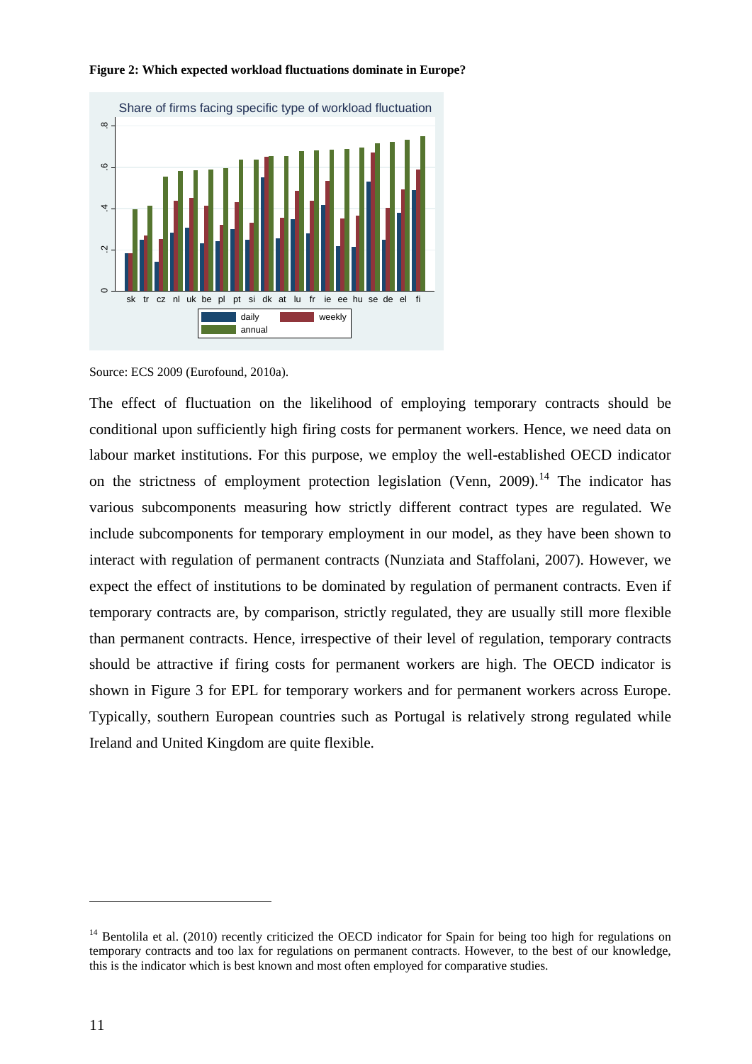**Figure 2: Which expected workload fluctuations dominate in Europe?**

Source: ECS 2009 (Eurofound, 2010a).

The effect of fluctuation on the likelihood of employing temporary contracts should be conditional upon sufficiently high firing costs for permanent workers. Hence, we need data on labour market institutions. For this purpose, we employ the well-established OECD indicator on the strictness of employment protection legislation (Venn, 2009).[14] The indicator has various subcomponents measuring how strictly different contract types are regulated. We include subcomponents for temporary employment in our model, as they have been shown to interact with regulation of permanent contracts (Nunziata and Staffolani, 2007). However, we expect the effect of institutions to be dominated by regulation of permanent contracts. Even if temporary contracts are, by comparison, strictly regulated, they are usually still more flexible than permanent contracts. Hence, irrespective of their level of regulation, temporary contracts should be attractive if firing costs for permanent workers are high. The OECD indicator is shown in Figure 3 for EPL for temporary workers and for permanent workers across Europe. Typically, southern European countries such as Portugal is relatively strong regulated while Ireland and United Kingdom are quite flexible.

[14] Bentolila et al. (2010) recently criticized the OECD indicator for Spain for being too high for regulations on temporary contracts and too lax for regulations on permanent contracts. However, to the best of our knowledge, this is the indicator which is best known and most often employed for comparative studies.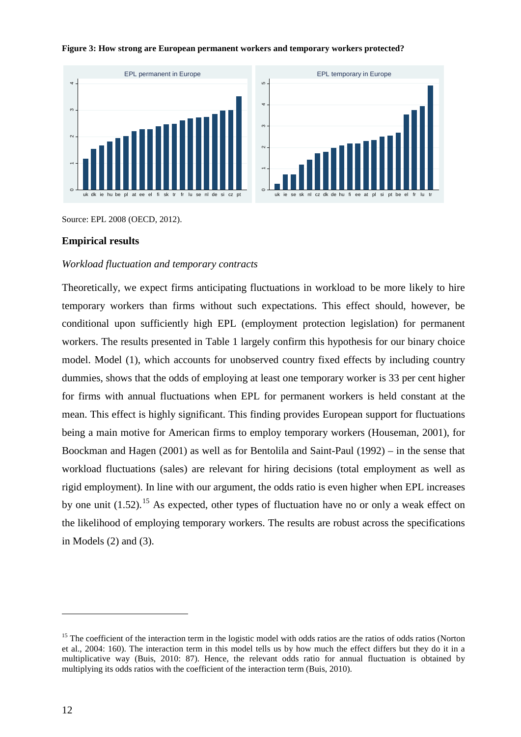**Figure 3: How strong are European permanent workers and temporary workers protected?**

Source: EPL 2008 (OECD, 2012).

## Empirical results

### *Workload fluctuation and temporary contracts*

Theoretically, we expect firms anticipating fluctuations in workload to be more likely to hire temporary workers than firms without such expectations. This effect should, however, be conditional upon sufficiently high EPL (employment protection legislation) for permanent workers. The results presented in Table 1 largely confirm this hypothesis for our binary choice model. Model (1), which accounts for unobserved country fixed effects by including country dummies, shows that the odds of employing at least one temporary worker is 33 per cent higher for firms with annual fluctuations when EPL for permanent workers is held constant at the mean. This effect is highly significant. This finding provides European support for fluctuations being a main motive for American firms to employ temporary workers (Houseman, 2001), for Boockman and Hagen (2001) as well as for Bentolila and Saint-Paul (1992) – in the sense that workload fluctuations (sales) are relevant for hiring decisions (total employment as well as rigid employment). In line with our argument, the odds ratio is even higher when EPL increases by one unit (1.52).[15] As expected, other types of fluctuation have no or only a weak effect on the likelihood of employing temporary workers. The results are robust across the specifications in Models (2) and (3).

---

[15] The coefficient of the interaction term in the logistic model with odds ratios are the ratios of odds ratios (Norton et al., 2004: 160). The interaction term in this model tells us by how much the effect differs but they do it in a multiplicative way (Buis, 2010: 87). Hence, the relevant odds ratio for annual fluctuation is obtained by multiplying its odds ratios with the coefficient of the interaction term (Buis, 2010).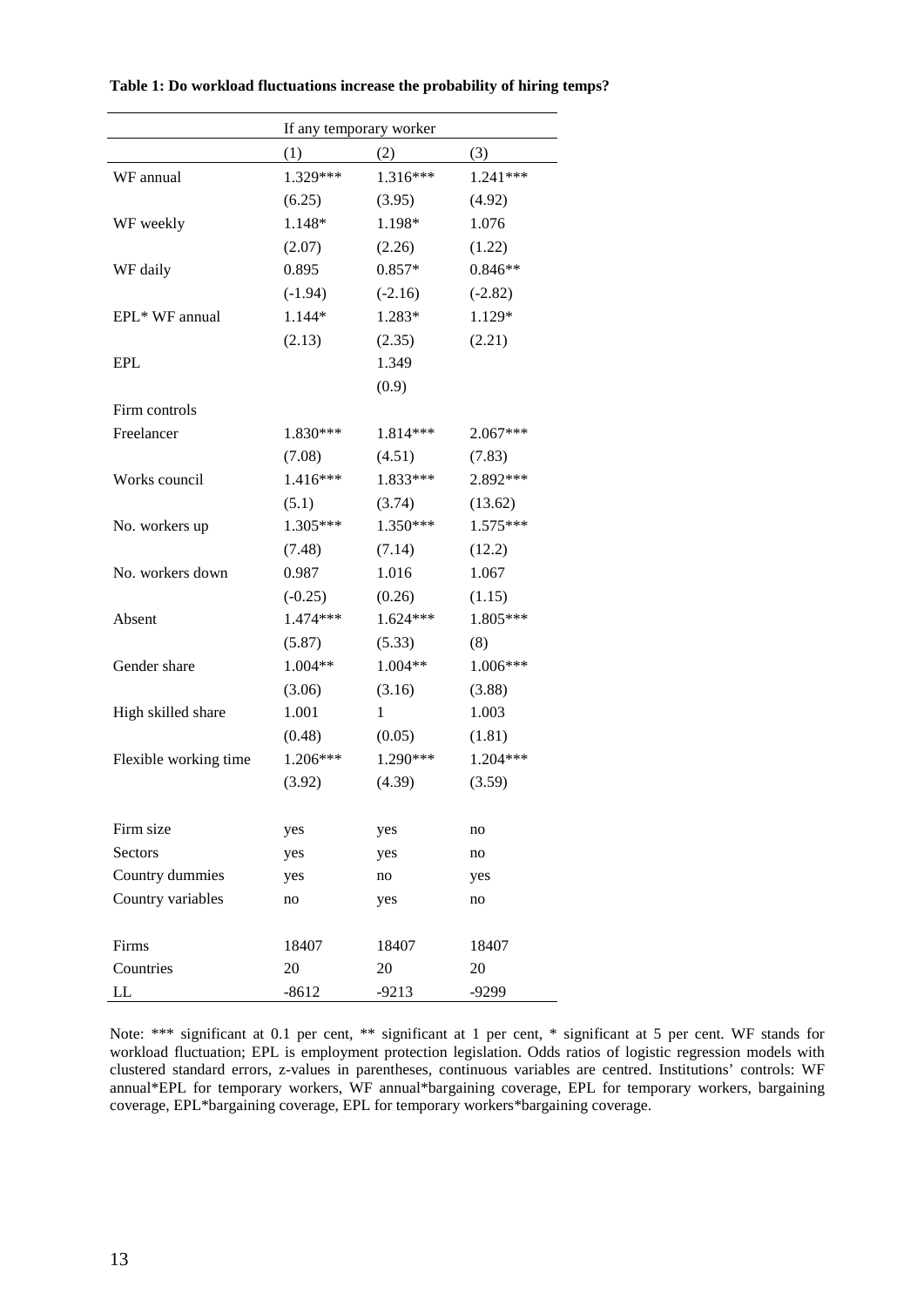**Table 1: Do workload fluctuations increase the probability of hiring temps?**

| | If any temporary worker | | |
|---|---|---|---|
| | (1) | (2) | (3) |
| WF annual | 1.329*** | 1.316*** | 1.241*** |
| | (6.25) | (3.95) | (4.92) |
| WF weekly | 1.148* | 1.198* | 1.076 |
| | (2.07) | (2.26) | (1.22) |
| WF daily | 0.895 | 0.857* | 0.846** |
| | (-1.94) | (-2.16) | (-2.82) |
| EPL* WF annual | 1.144* | 1.283* | 1.129* |
| | (2.13) | (2.35) | (2.21) |
| EPL | | 1.349 | |
| | | (0.9) | |
| Firm controls | | | |
| Freelancer | 1.830*** | 1.814*** | 2.067*** |
| | (7.08) | (4.51) | (7.83) |
| Works council | 1.416*** | 1.833*** | 2.892*** |
| | (5.1) | (3.74) | (13.62) |
| No. workers up | 1.305*** | 1.350*** | 1.575*** |
| | (7.48) | (7.14) | (12.2) |
| No. workers down | 0.987 | 1.016 | 1.067 |
| | (-0.25) | (0.26) | (1.15) |
| Absent | 1.474*** | 1.624*** | 1.805*** |
| | (5.87) | (5.33) | (8) |
| Gender share | 1.004** | 1.004** | 1.006*** |
| | (3.06) | (3.16) | (3.88) |
| High skilled share | 1.001 | 1 | 1.003 |
| | (0.48) | (0.05) | (1.81) |
| Flexible working time | 1.206*** | 1.290*** | 1.204*** |
| | (3.92) | (4.39) | (3.59) |
| Firm size | yes | yes | no |
| Sectors | yes | yes | no |
| Country dummies | yes | no | yes |
| Country variables | no | yes | no |
| Firms | 18407 | 18407 | 18407 |
| Countries | 20 | 20 | 20 |
| LL | -8612 | -9213 | -9299 |

Note: *** significant at 0.1 per cent, ** significant at 1 per cent, * significant at 5 per cent. WF stands for workload fluctuation; EPL is employment protection legislation. Odds ratios of logistic regression models with clustered standard errors, z-values in parentheses, continuous variables are centred. Institutions' controls: WF annual*EPL for temporary workers, WF annual*bargaining coverage, EPL for temporary workers, bargaining coverage, EPL*bargaining coverage, EPL for temporary workers*bargaining coverage.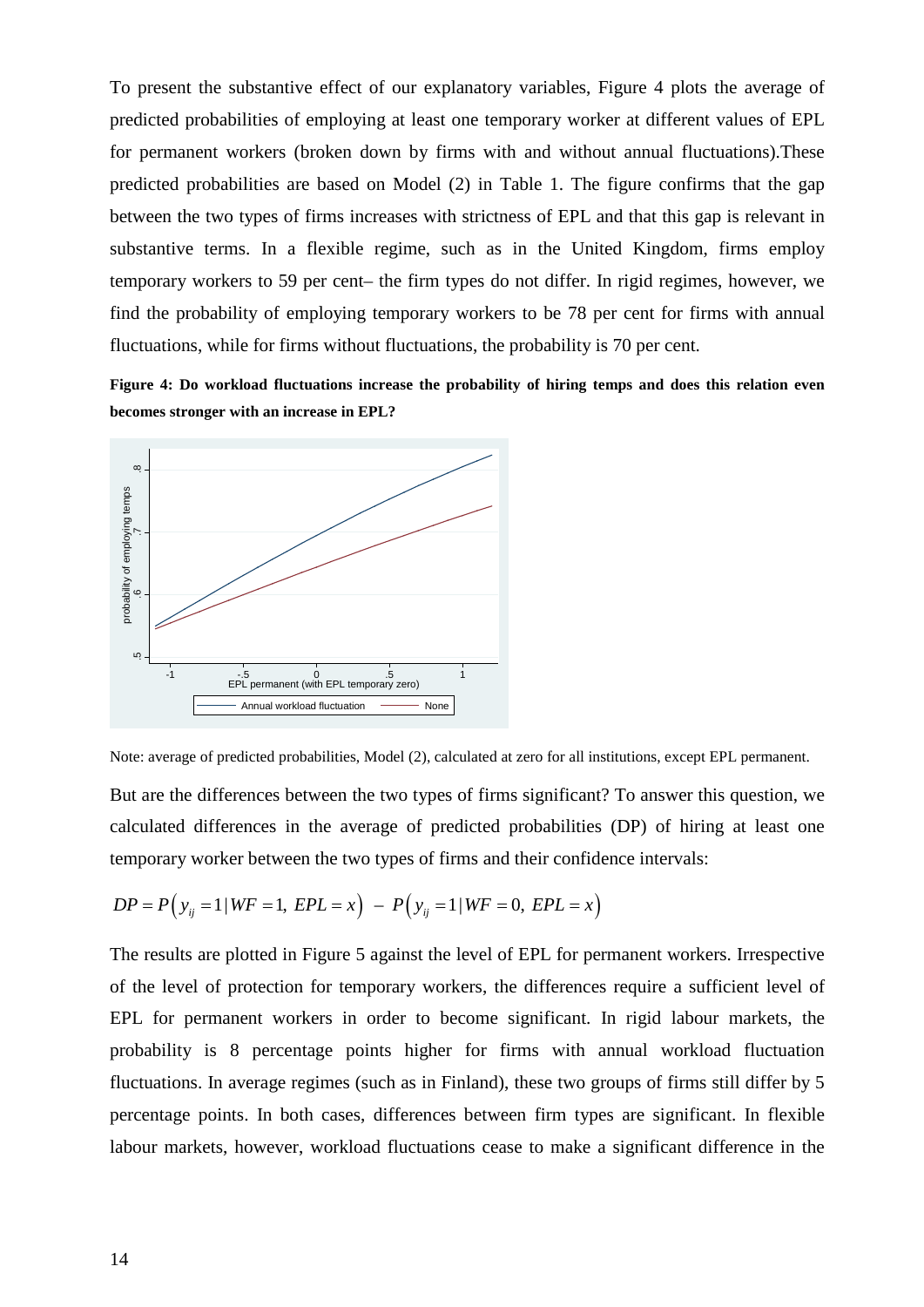To present the substantive effect of our explanatory variables, Figure 4 plots the average of predicted probabilities of employing at least one temporary worker at different values of EPL for permanent workers (broken down by firms with and without annual fluctuations).These predicted probabilities are based on Model (2) in Table 1. The figure confirms that the gap between the two types of firms increases with strictness of EPL and that this gap is relevant in substantive terms. In a flexible regime, such as in the United Kingdom, firms employ temporary workers to 59 per cent– the firm types do not differ. In rigid regimes, however, we find the probability of employing temporary workers to be 78 per cent for firms with annual fluctuations, while for firms without fluctuations, the probability is 70 per cent.

**Figure 4: Do workload fluctuations increase the probability of hiring temps and does this relation even becomes stronger with an increase in EPL?**

Note: average of predicted probabilities, Model (2), calculated at zero for all institutions, except EPL permanent.

But are the differences between the two types of firms significant? To answer this question, we calculated differences in the average of predicted probabilities (DP) of hiring at least one temporary worker between the two types of firms and their confidence intervals:

$$DP = P\left(y_{ij} = 1 | WF = 1,\ EPL = x\right)\ -\ P\left(y_{ij} = 1 | WF = 0,\ EPL = x\right)$$

The results are plotted in Figure 5 against the level of EPL for permanent workers. Irrespective of the level of protection for temporary workers, the differences require a sufficient level of EPL for permanent workers in order to become significant. In rigid labour markets, the probability is 8 percentage points higher for firms with annual workload fluctuation fluctuations. In average regimes (such as in Finland), these two groups of firms still differ by 5 percentage points. In both cases, differences between firm types are significant. In flexible labour markets, however, workload fluctuations cease to make a significant difference in the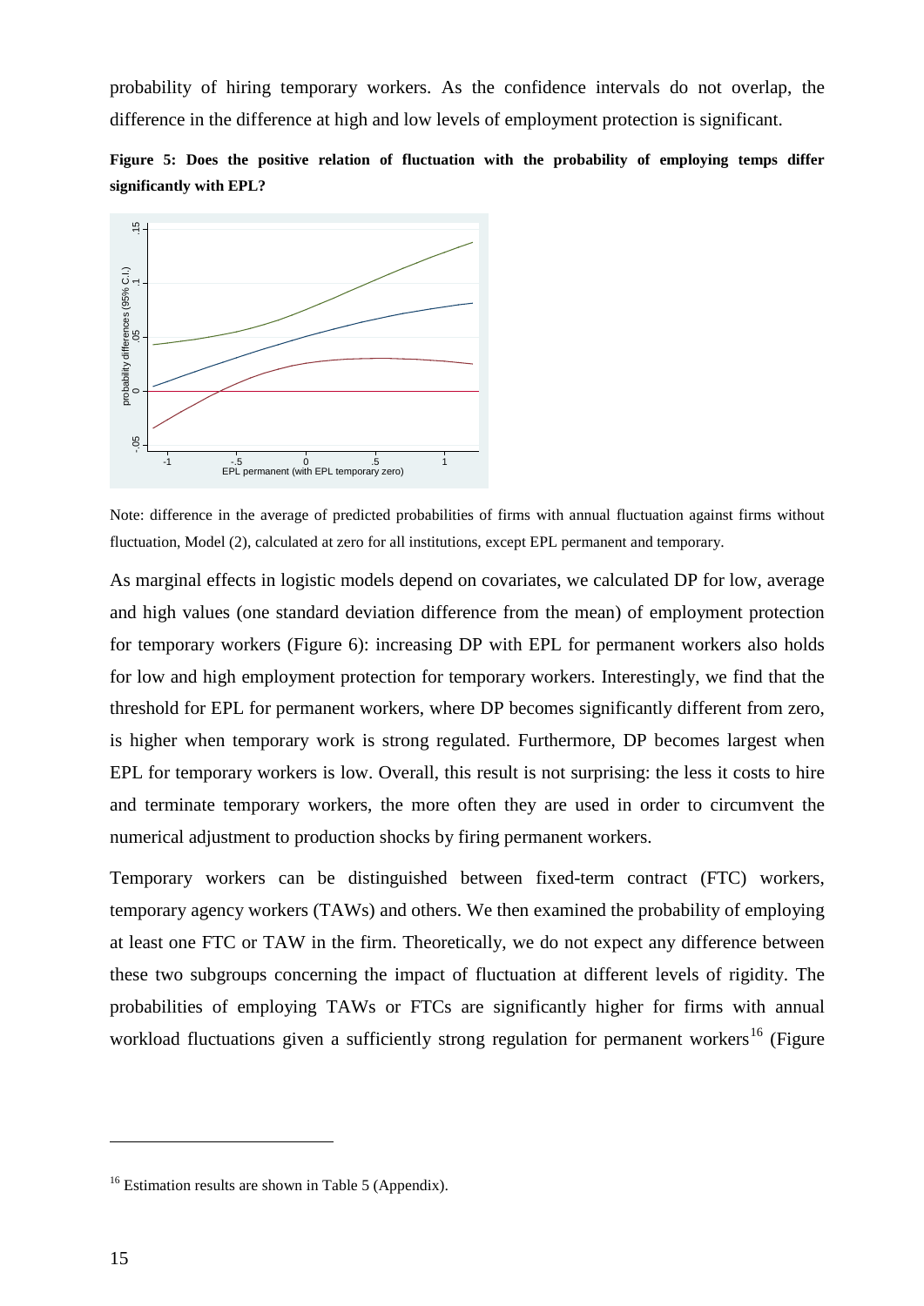probability of hiring temporary workers. As the confidence intervals do not overlap, the difference in the difference at high and low levels of employment protection is significant.

**Figure 5: Does the positive relation of fluctuation with the probability of employing temps differ significantly with EPL?**

Note: difference in the average of predicted probabilities of firms with annual fluctuation against firms without fluctuation, Model (2), calculated at zero for all institutions, except EPL permanent and temporary.

As marginal effects in logistic models depend on covariates, we calculated DP for low, average and high values (one standard deviation difference from the mean) of employment protection for temporary workers (Figure 6): increasing DP with EPL for permanent workers also holds for low and high employment protection for temporary workers. Interestingly, we find that the threshold for EPL for permanent workers, where DP becomes significantly different from zero, is higher when temporary work is strong regulated. Furthermore, DP becomes largest when EPL for temporary workers is low. Overall, this result is not surprising: the less it costs to hire and terminate temporary workers, the more often they are used in order to circumvent the numerical adjustment to production shocks by firing permanent workers.

Temporary workers can be distinguished between fixed-term contract (FTC) workers, temporary agency workers (TAWs) and others. We then examined the probability of employing at least one FTC or TAW in the firm. Theoretically, we do not expect any difference between these two subgroups concerning the impact of fluctuation at different levels of rigidity. The probabilities of employing TAWs or FTCs are significantly higher for firms with annual workload fluctuations given a sufficiently strong regulation for permanent workers[16] (Figure

[16] Estimation results are shown in Table 5 (Appendix).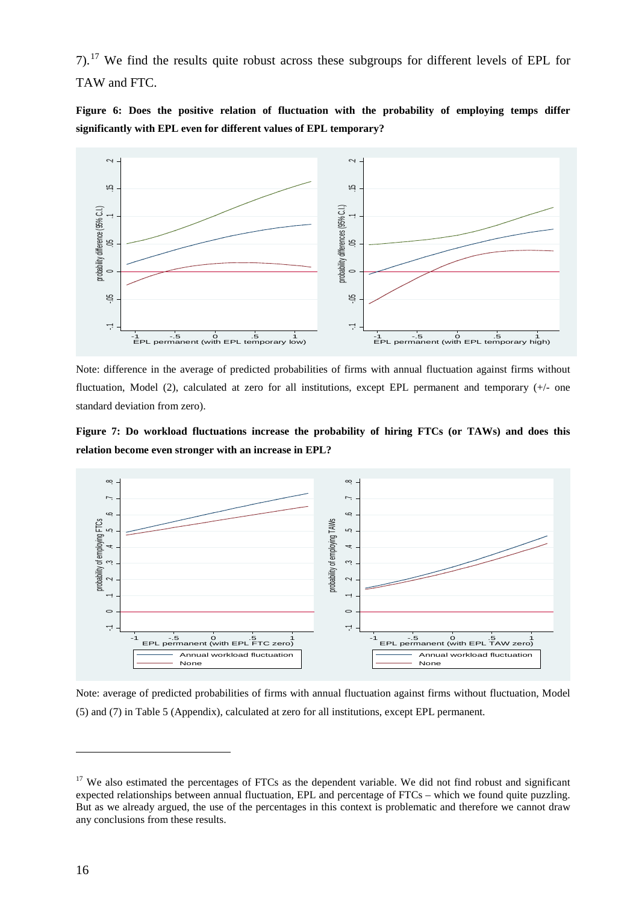7).[17] We find the results quite robust across these subgroups for different levels of EPL for TAW and FTC.

**Figure 6: Does the positive relation of fluctuation with the probability of employing temps differ significantly with EPL even for different values of EPL temporary?**

Note: difference in the average of predicted probabilities of firms with annual fluctuation against firms without fluctuation, Model (2), calculated at zero for all institutions, except EPL permanent and temporary (+/- one standard deviation from zero).

**Figure 7: Do workload fluctuations increase the probability of hiring FTCs (or TAWs) and does this relation become even stronger with an increase in EPL?**

Note: average of predicted probabilities of firms with annual fluctuation against firms without fluctuation, Model (5) and (7) in Table 5 (Appendix), calculated at zero for all institutions, except EPL permanent.

[17] We also estimated the percentages of FTCs as the dependent variable. We did not find robust and significant expected relationships between annual fluctuation, EPL and percentage of FTCs – which we found quite puzzling. But as we already argued, the use of the percentages in this context is problematic and therefore we cannot draw any conclusions from these results.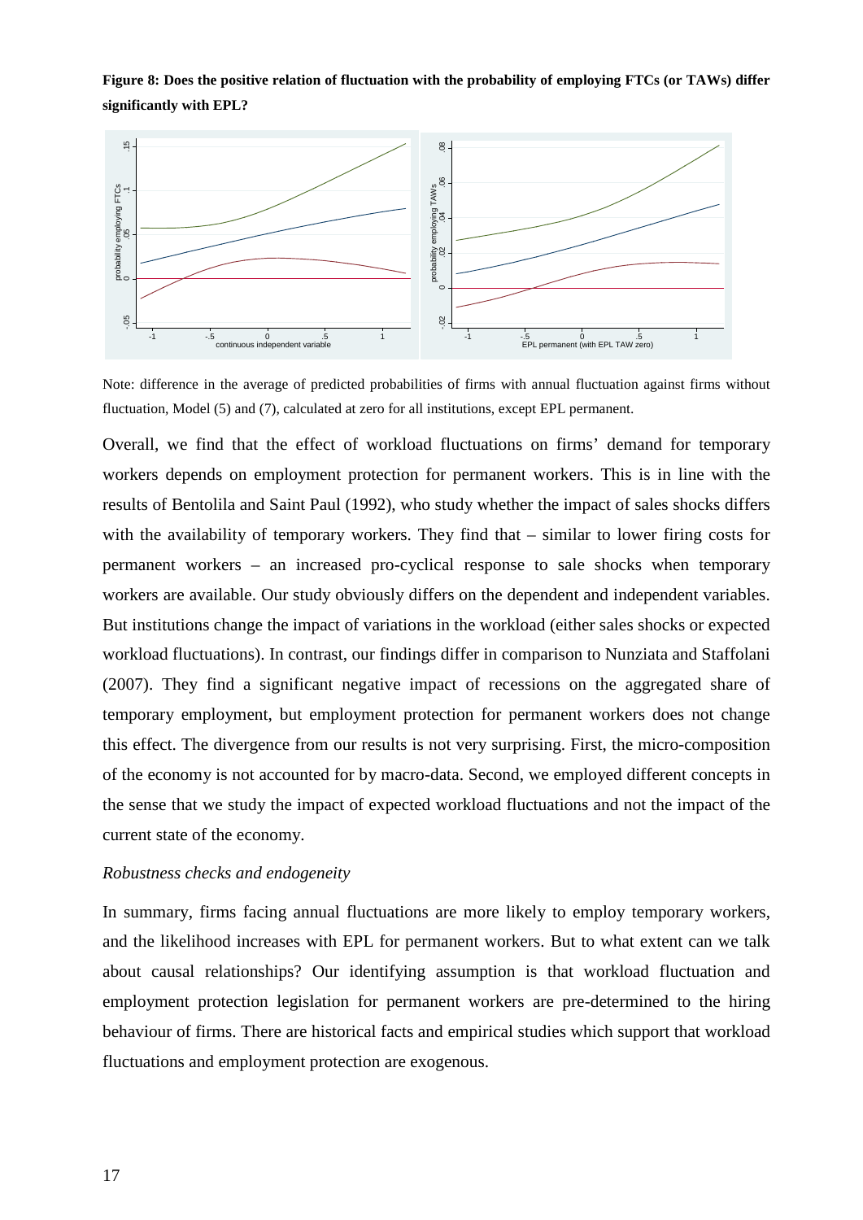**Figure 8: Does the positive relation of fluctuation with the probability of employing FTCs (or TAWs) differ significantly with EPL?**

Note: difference in the average of predicted probabilities of firms with annual fluctuation against firms without fluctuation, Model (5) and (7), calculated at zero for all institutions, except EPL permanent.

Overall, we find that the effect of workload fluctuations on firms' demand for temporary workers depends on employment protection for permanent workers. This is in line with the results of Bentolila and Saint Paul (1992), who study whether the impact of sales shocks differs with the availability of temporary workers. They find that – similar to lower firing costs for permanent workers – an increased pro-cyclical response to sale shocks when temporary workers are available. Our study obviously differs on the dependent and independent variables. But institutions change the impact of variations in the workload (either sales shocks or expected workload fluctuations). In contrast, our findings differ in comparison to Nunziata and Staffolani (2007). They find a significant negative impact of recessions on the aggregated share of temporary employment, but employment protection for permanent workers does not change this effect. The divergence from our results is not very surprising. First, the micro-composition of the economy is not accounted for by macro-data. Second, we employed different concepts in the sense that we study the impact of expected workload fluctuations and not the impact of the current state of the economy.

*Robustness checks and endogeneity*

In summary, firms facing annual fluctuations are more likely to employ temporary workers, and the likelihood increases with EPL for permanent workers. But to what extent can we talk about causal relationships? Our identifying assumption is that workload fluctuation and employment protection legislation for permanent workers are pre-determined to the hiring behaviour of firms. There are historical facts and empirical studies which support that workload fluctuations and employment protection are exogenous.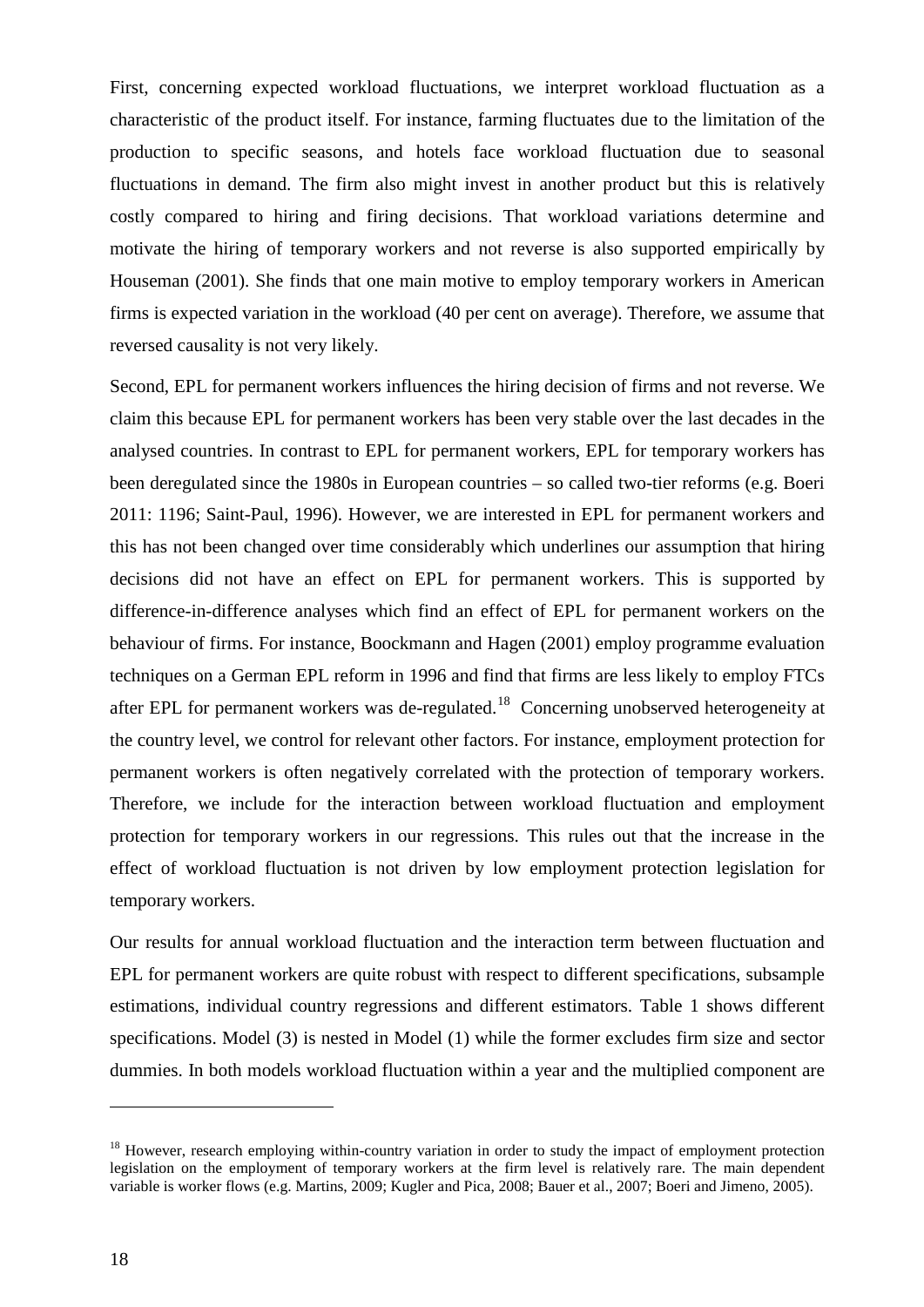First, concerning expected workload fluctuations, we interpret workload fluctuation as a characteristic of the product itself. For instance, farming fluctuates due to the limitation of the production to specific seasons, and hotels face workload fluctuation due to seasonal fluctuations in demand. The firm also might invest in another product but this is relatively costly compared to hiring and firing decisions. That workload variations determine and motivate the hiring of temporary workers and not reverse is also supported empirically by Houseman (2001). She finds that one main motive to employ temporary workers in American firms is expected variation in the workload (40 per cent on average). Therefore, we assume that reversed causality is not very likely.

Second, EPL for permanent workers influences the hiring decision of firms and not reverse. We claim this because EPL for permanent workers has been very stable over the last decades in the analysed countries. In contrast to EPL for permanent workers, EPL for temporary workers has been deregulated since the 1980s in European countries – so called two-tier reforms (e.g. Boeri 2011: 1196; Saint-Paul, 1996). However, we are interested in EPL for permanent workers and this has not been changed over time considerably which underlines our assumption that hiring decisions did not have an effect on EPL for permanent workers. This is supported by difference-in-difference analyses which find an effect of EPL for permanent workers on the behaviour of firms. For instance, Boockmann and Hagen (2001) employ programme evaluation techniques on a German EPL reform in 1996 and find that firms are less likely to employ FTCs after EPL for permanent workers was de-regulated.[18] Concerning unobserved heterogeneity at the country level, we control for relevant other factors. For instance, employment protection for permanent workers is often negatively correlated with the protection of temporary workers. Therefore, we include for the interaction between workload fluctuation and employment protection for temporary workers in our regressions. This rules out that the increase in the effect of workload fluctuation is not driven by low employment protection legislation for temporary workers.

Our results for annual workload fluctuation and the interaction term between fluctuation and EPL for permanent workers are quite robust with respect to different specifications, subsample estimations, individual country regressions and different estimators. Table 1 shows different specifications. Model (3) is nested in Model (1) while the former excludes firm size and sector dummies. In both models workload fluctuation within a year and the multiplied component are

[18] However, research employing within-country variation in order to study the impact of employment protection legislation on the employment of temporary workers at the firm level is relatively rare. The main dependent variable is worker flows (e.g. Martins, 2009; Kugler and Pica, 2008; Bauer et al., 2007; Boeri and Jimeno, 2005).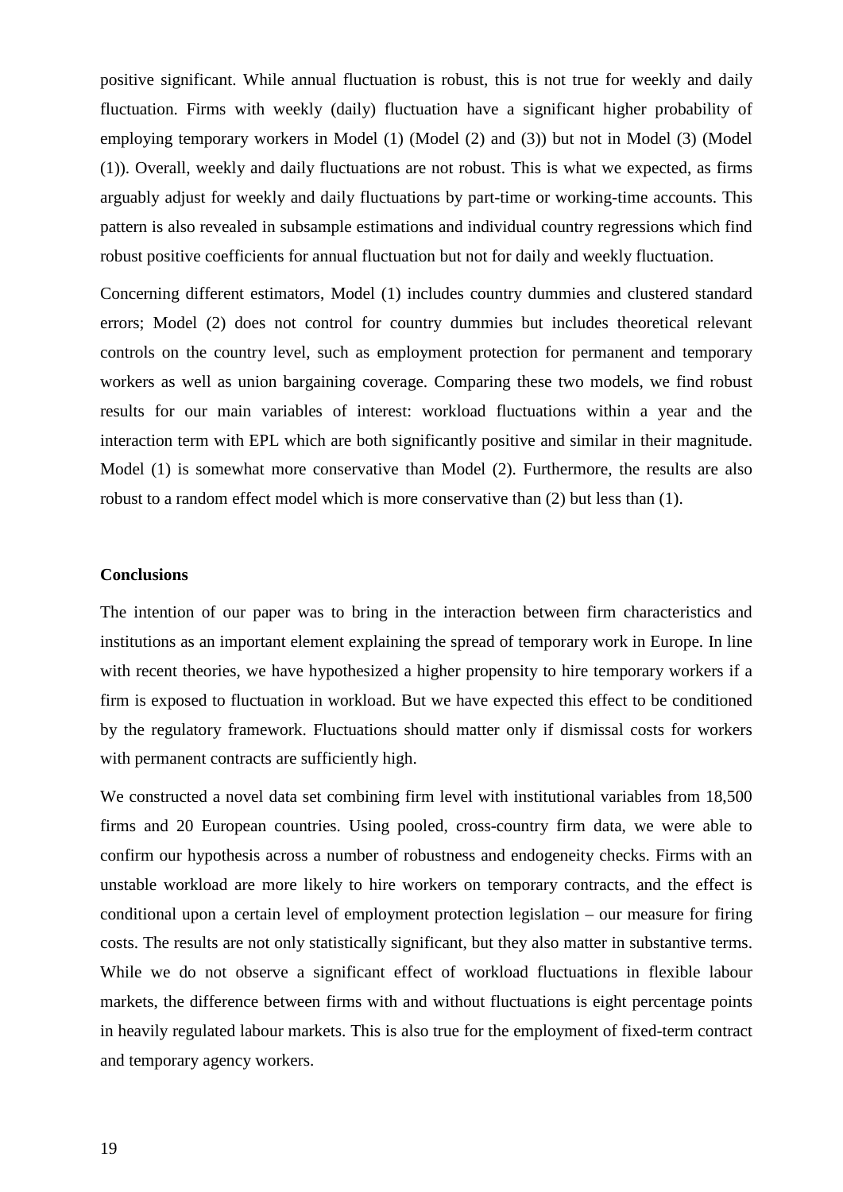positive significant. While annual fluctuation is robust, this is not true for weekly and daily fluctuation. Firms with weekly (daily) fluctuation have a significant higher probability of employing temporary workers in Model (1) (Model (2) and (3)) but not in Model (3) (Model (1)). Overall, weekly and daily fluctuations are not robust. This is what we expected, as firms arguably adjust for weekly and daily fluctuations by part-time or working-time accounts. This pattern is also revealed in subsample estimations and individual country regressions which find robust positive coefficients for annual fluctuation but not for daily and weekly fluctuation.

Concerning different estimators, Model (1) includes country dummies and clustered standard errors; Model (2) does not control for country dummies but includes theoretical relevant controls on the country level, such as employment protection for permanent and temporary workers as well as union bargaining coverage. Comparing these two models, we find robust results for our main variables of interest: workload fluctuations within a year and the interaction term with EPL which are both significantly positive and similar in their magnitude. Model (1) is somewhat more conservative than Model (2). Furthermore, the results are also robust to a random effect model which is more conservative than (2) but less than (1).

## Conclusions

The intention of our paper was to bring in the interaction between firm characteristics and institutions as an important element explaining the spread of temporary work in Europe. In line with recent theories, we have hypothesized a higher propensity to hire temporary workers if a firm is exposed to fluctuation in workload. But we have expected this effect to be conditioned by the regulatory framework. Fluctuations should matter only if dismissal costs for workers with permanent contracts are sufficiently high.

We constructed a novel data set combining firm level with institutional variables from 18,500 firms and 20 European countries. Using pooled, cross-country firm data, we were able to confirm our hypothesis across a number of robustness and endogeneity checks. Firms with an unstable workload are more likely to hire workers on temporary contracts, and the effect is conditional upon a certain level of employment protection legislation – our measure for firing costs. The results are not only statistically significant, but they also matter in substantive terms. While we do not observe a significant effect of workload fluctuations in flexible labour markets, the difference between firms with and without fluctuations is eight percentage points in heavily regulated labour markets. This is also true for the employment of fixed-term contract and temporary agency workers.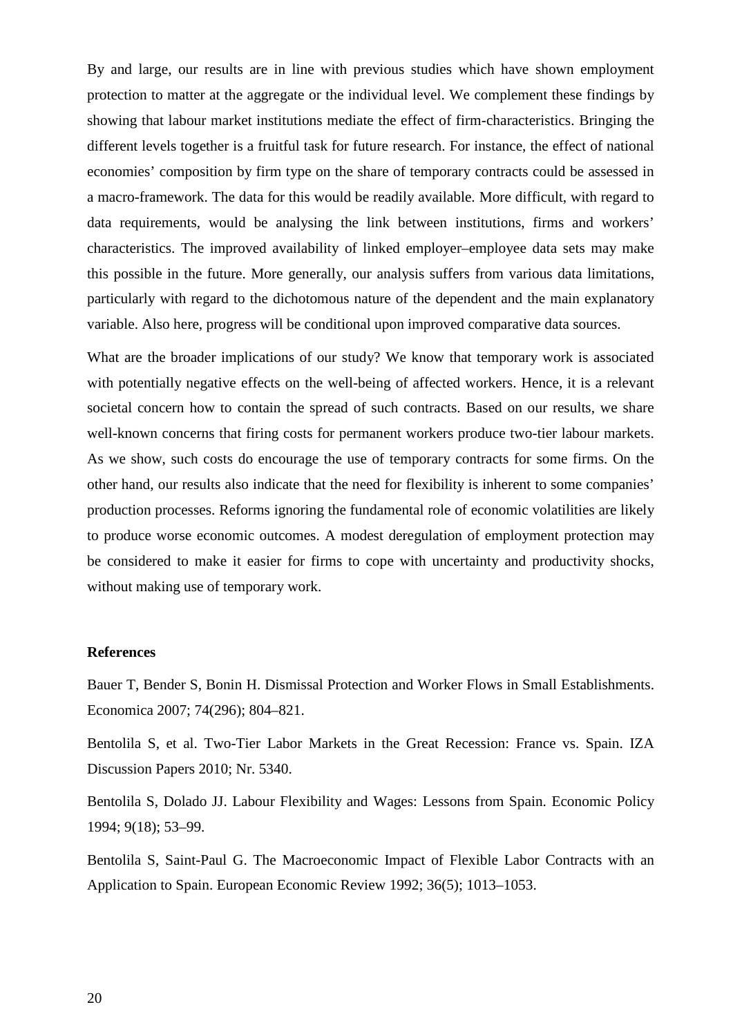By and large, our results are in line with previous studies which have shown employment protection to matter at the aggregate or the individual level. We complement these findings by showing that labour market institutions mediate the effect of firm-characteristics. Bringing the different levels together is a fruitful task for future research. For instance, the effect of national economies' composition by firm type on the share of temporary contracts could be assessed in a macro-framework. The data for this would be readily available. More difficult, with regard to data requirements, would be analysing the link between institutions, firms and workers' characteristics. The improved availability of linked employer–employee data sets may make this possible in the future. More generally, our analysis suffers from various data limitations, particularly with regard to the dichotomous nature of the dependent and the main explanatory variable. Also here, progress will be conditional upon improved comparative data sources.

What are the broader implications of our study? We know that temporary work is associated with potentially negative effects on the well-being of affected workers. Hence, it is a relevant societal concern how to contain the spread of such contracts. Based on our results, we share well-known concerns that firing costs for permanent workers produce two-tier labour markets. As we show, such costs do encourage the use of temporary contracts for some firms. On the other hand, our results also indicate that the need for flexibility is inherent to some companies' production processes. Reforms ignoring the fundamental role of economic volatilities are likely to produce worse economic outcomes. A modest deregulation of employment protection may be considered to make it easier for firms to cope with uncertainty and productivity shocks, without making use of temporary work.

**References**

Bauer T, Bender S, Bonin H. Dismissal Protection and Worker Flows in Small Establishments. Economica 2007; 74(296); 804–821.

Bentolila S, et al. Two-Tier Labor Markets in the Great Recession: France vs. Spain. IZA Discussion Papers 2010; Nr. 5340.

Bentolila S, Dolado JJ. Labour Flexibility and Wages: Lessons from Spain. Economic Policy 1994; 9(18); 53–99.

Bentolila S, Saint-Paul G. The Macroeconomic Impact of Flexible Labor Contracts with an Application to Spain. European Economic Review 1992; 36(5); 1013–1053.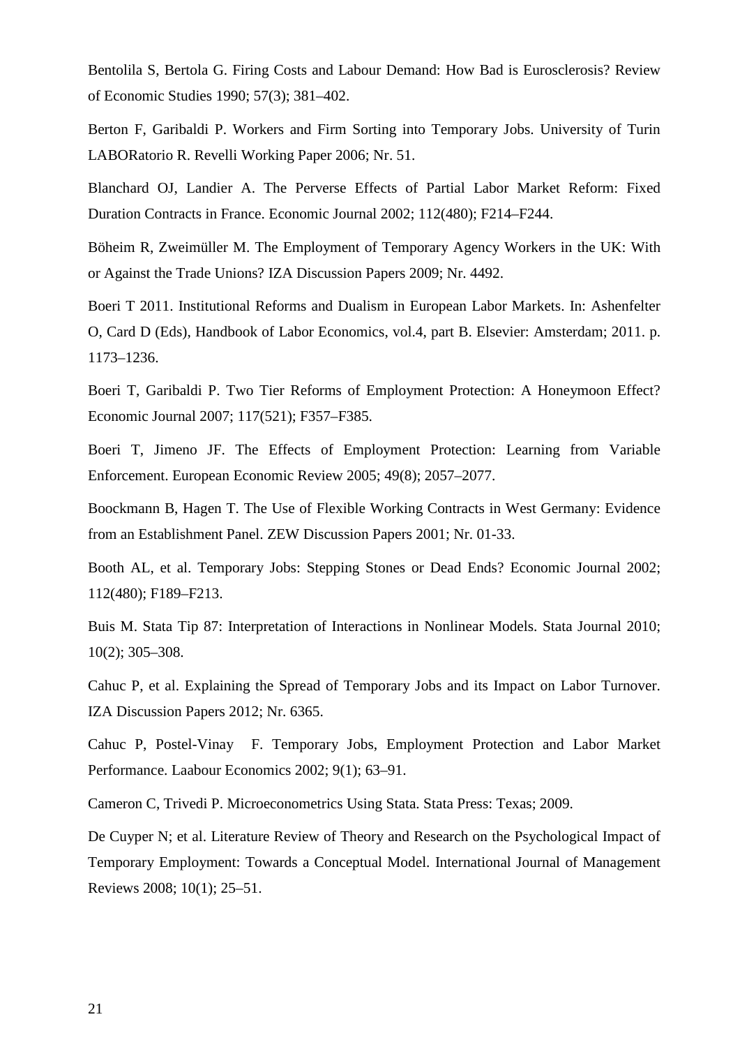Bentolila S, Bertola G. Firing Costs and Labour Demand: How Bad is Eurosclerosis? Review of Economic Studies 1990; 57(3); 381–402.

Berton F, Garibaldi P. Workers and Firm Sorting into Temporary Jobs. University of Turin LABORatorio R. Revelli Working Paper 2006; Nr. 51.

Blanchard OJ, Landier A. The Perverse Effects of Partial Labor Market Reform: Fixed Duration Contracts in France. Economic Journal 2002; 112(480); F214–F244.

Böheim R, Zweimüller M. The Employment of Temporary Agency Workers in the UK: With or Against the Trade Unions? IZA Discussion Papers 2009; Nr. 4492.

Boeri T 2011. Institutional Reforms and Dualism in European Labor Markets. In: Ashenfelter O, Card D (Eds), Handbook of Labor Economics, vol.4, part B. Elsevier: Amsterdam; 2011. p. 1173–1236.

Boeri T, Garibaldi P. Two Tier Reforms of Employment Protection: A Honeymoon Effect? Economic Journal 2007; 117(521); F357–F385.

Boeri T, Jimeno JF. The Effects of Employment Protection: Learning from Variable Enforcement. European Economic Review 2005; 49(8); 2057–2077.

Boockmann B, Hagen T. The Use of Flexible Working Contracts in West Germany: Evidence from an Establishment Panel. ZEW Discussion Papers 2001; Nr. 01-33.

Booth AL, et al. Temporary Jobs: Stepping Stones or Dead Ends? Economic Journal 2002; 112(480); F189–F213.

Buis M. Stata Tip 87: Interpretation of Interactions in Nonlinear Models. Stata Journal 2010; 10(2); 305–308.

Cahuc P, et al. Explaining the Spread of Temporary Jobs and its Impact on Labor Turnover. IZA Discussion Papers 2012; Nr. 6365.

Cahuc P, Postel-Vinay F. Temporary Jobs, Employment Protection and Labor Market Performance. Laabour Economics 2002; 9(1); 63–91.

Cameron C, Trivedi P. Microeconometrics Using Stata. Stata Press: Texas; 2009.

De Cuyper N; et al. Literature Review of Theory and Research on the Psychological Impact of Temporary Employment: Towards a Conceptual Model. International Journal of Management Reviews 2008; 10(1); 25–51.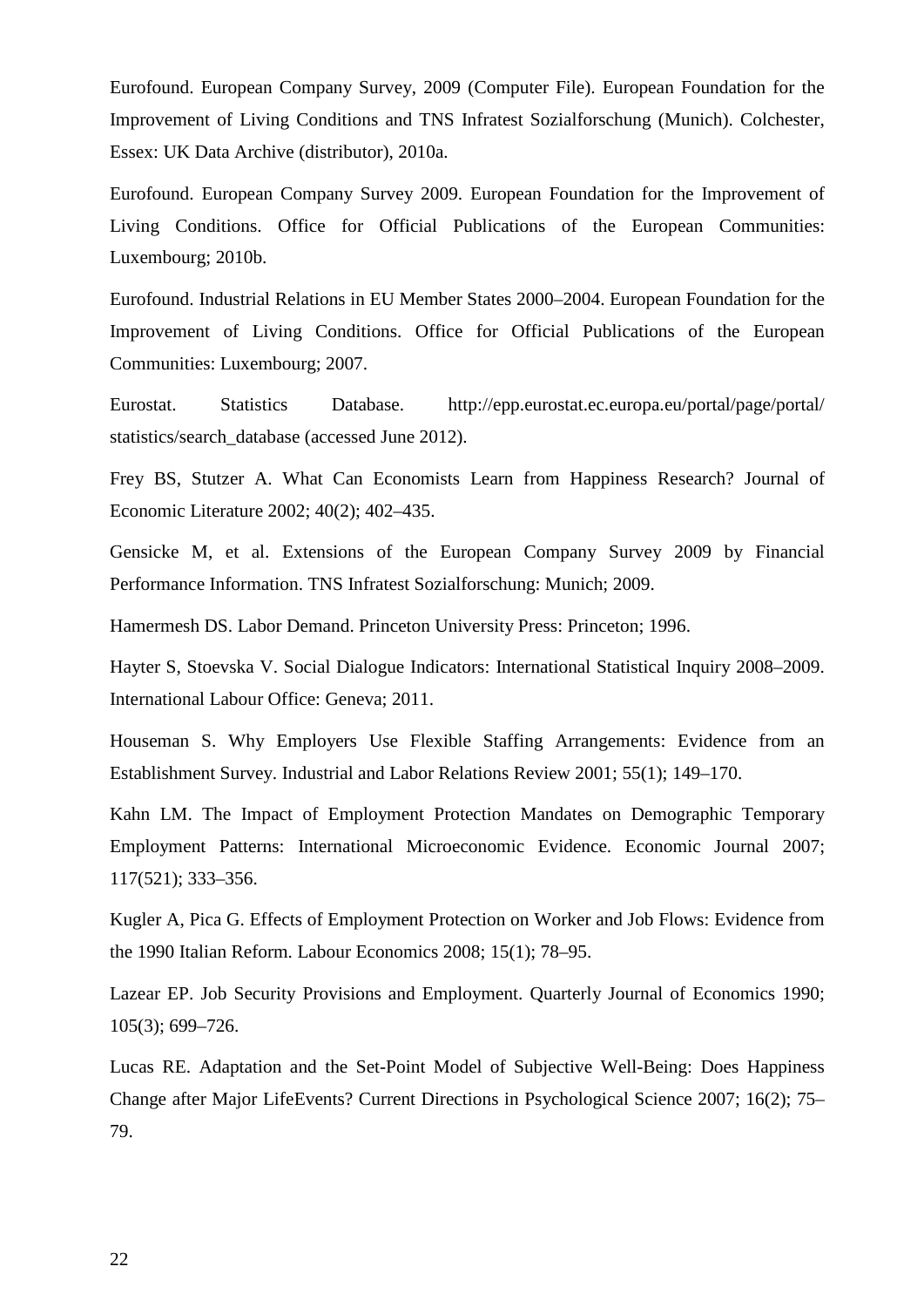Eurofound. European Company Survey, 2009 (Computer File). European Foundation for the Improvement of Living Conditions and TNS Infratest Sozialforschung (Munich). Colchester, Essex: UK Data Archive (distributor), 2010a.

Eurofound. European Company Survey 2009. European Foundation for the Improvement of Living Conditions. Office for Official Publications of the European Communities: Luxembourg; 2010b.

Eurofound. Industrial Relations in EU Member States 2000–2004. European Foundation for the Improvement of Living Conditions. Office for Official Publications of the European Communities: Luxembourg; 2007.

Eurostat. Statistics Database. http://epp.eurostat.ec.europa.eu/portal/page/portal/statistics/search_database (accessed June 2012).

Frey BS, Stutzer A. What Can Economists Learn from Happiness Research? Journal of Economic Literature 2002; 40(2); 402–435.

Gensicke M, et al. Extensions of the European Company Survey 2009 by Financial Performance Information. TNS Infratest Sozialforschung: Munich; 2009.

Hamermesh DS. Labor Demand. Princeton University Press: Princeton; 1996.

Hayter S, Stoevska V. Social Dialogue Indicators: International Statistical Inquiry 2008–2009. International Labour Office: Geneva; 2011.

Houseman S. Why Employers Use Flexible Staffing Arrangements: Evidence from an Establishment Survey. Industrial and Labor Relations Review 2001; 55(1); 149–170.

Kahn LM. The Impact of Employment Protection Mandates on Demographic Temporary Employment Patterns: International Microeconomic Evidence. Economic Journal 2007; 117(521); 333–356.

Kugler A, Pica G. Effects of Employment Protection on Worker and Job Flows: Evidence from the 1990 Italian Reform. Labour Economics 2008; 15(1); 78–95.

Lazear EP. Job Security Provisions and Employment. Quarterly Journal of Economics 1990; 105(3); 699–726.

Lucas RE. Adaptation and the Set-Point Model of Subjective Well-Being: Does Happiness Change after Major LifeEvents? Current Directions in Psychological Science 2007; 16(2); 75–79.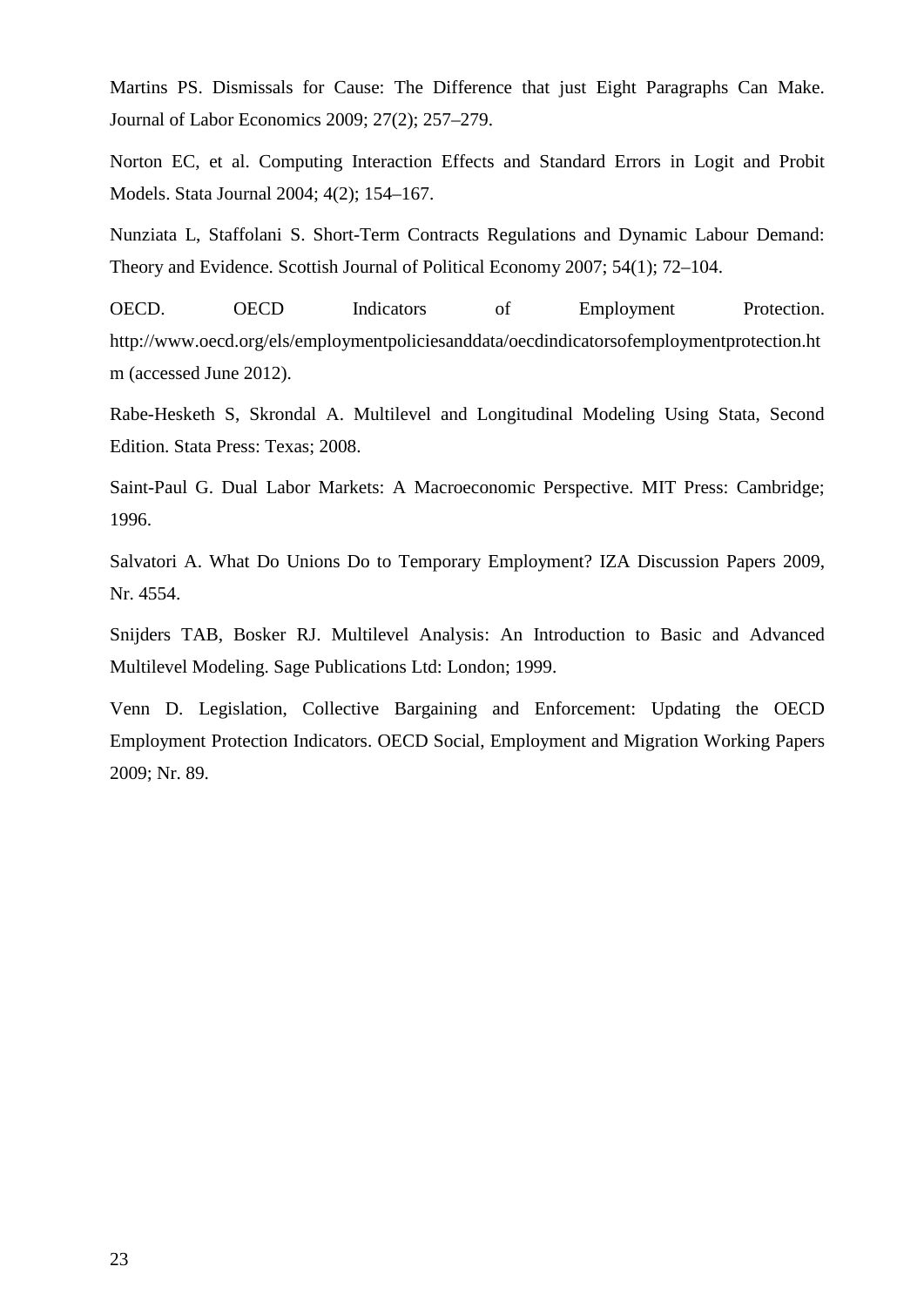Martins PS. Dismissals for Cause: The Difference that just Eight Paragraphs Can Make. Journal of Labor Economics 2009; 27(2); 257–279.

Norton EC, et al. Computing Interaction Effects and Standard Errors in Logit and Probit Models. Stata Journal 2004; 4(2); 154–167.

Nunziata L, Staffolani S. Short-Term Contracts Regulations and Dynamic Labour Demand: Theory and Evidence. Scottish Journal of Political Economy 2007; 54(1); 72–104.

OECD. OECD Indicators of Employment Protection. http://www.oecd.org/els/employmentpoliciesanddata/oecdindicatorsofemploymentprotection.htm (accessed June 2012).

Rabe-Hesketh S, Skrondal A. Multilevel and Longitudinal Modeling Using Stata, Second Edition. Stata Press: Texas; 2008.

Saint-Paul G. Dual Labor Markets: A Macroeconomic Perspective. MIT Press: Cambridge; 1996.

Salvatori A. What Do Unions Do to Temporary Employment? IZA Discussion Papers 2009, Nr. 4554.

Snijders TAB, Bosker RJ. Multilevel Analysis: An Introduction to Basic and Advanced Multilevel Modeling. Sage Publications Ltd: London; 1999.

Venn D. Legislation, Collective Bargaining and Enforcement: Updating the OECD Employment Protection Indicators. OECD Social, Employment and Migration Working Papers 2009; Nr. 89.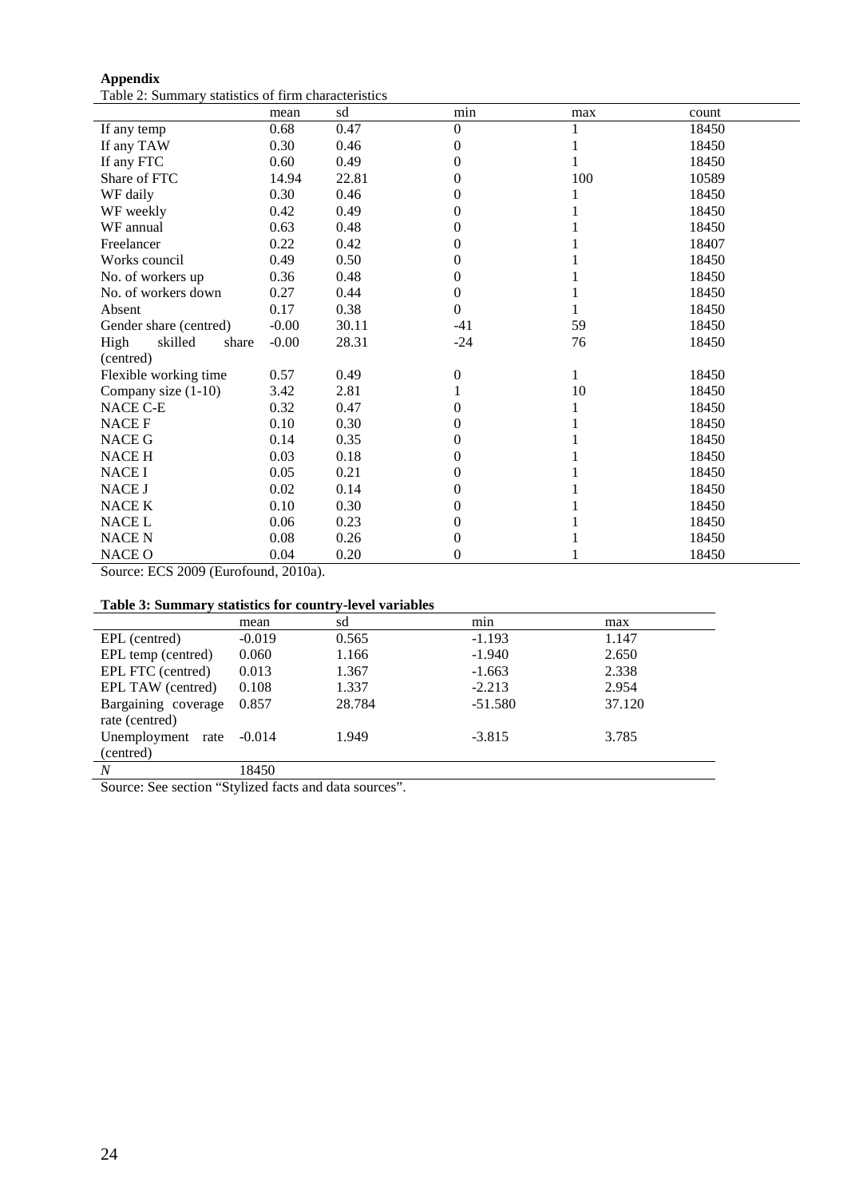**Appendix**

Table 2: Summary statistics of firm characteristics

| | mean | sd | min | max | count |
|---|---|---|---|---|---|
| If any temp | 0.68 | 0.47 | 0 | 1 | 18450 |
| If any TAW | 0.30 | 0.46 | 0 | 1 | 18450 |
| If any FTC | 0.60 | 0.49 | 0 | 1 | 18450 |
| Share of FTC | 14.94 | 22.81 | 0 | 100 | 10589 |
| WF daily | 0.30 | 0.46 | 0 | 1 | 18450 |
| WF weekly | 0.42 | 0.49 | 0 | 1 | 18450 |
| WF annual | 0.63 | 0.48 | 0 | 1 | 18450 |
| Freelancer | 0.22 | 0.42 | 0 | 1 | 18407 |
| Works council | 0.49 | 0.50 | 0 | 1 | 18450 |
| No. of workers up | 0.36 | 0.48 | 0 | 1 | 18450 |
| No. of workers down | 0.27 | 0.44 | 0 | 1 | 18450 |
| Absent | 0.17 | 0.38 | 0 | 1 | 18450 |
| Gender share (centred) | -0.00 | 30.11 | -41 | 59 | 18450 |
| High skilled share (centred) | -0.00 | 28.31 | -24 | 76 | 18450 |
| Flexible working time | 0.57 | 0.49 | 0 | 1 | 18450 |
| Company size (1-10) | 3.42 | 2.81 | 1 | 10 | 18450 |
| NACE C-E | 0.32 | 0.47 | 0 | 1 | 18450 |
| NACE F | 0.10 | 0.30 | 0 | 1 | 18450 |
| NACE G | 0.14 | 0.35 | 0 | 1 | 18450 |
| NACE H | 0.03 | 0.18 | 0 | 1 | 18450 |
| NACE I | 0.05 | 0.21 | 0 | 1 | 18450 |
| NACE J | 0.02 | 0.14 | 0 | 1 | 18450 |
| NACE K | 0.10 | 0.30 | 0 | 1 | 18450 |
| NACE L | 0.06 | 0.23 | 0 | 1 | 18450 |
| NACE N | 0.08 | 0.26 | 0 | 1 | 18450 |
| NACE O | 0.04 | 0.20 | 0 | 1 | 18450 |

Source: ECS 2009 (Eurofound, 2010a).

**Table 3: Summary statistics for country-level variables**

| | mean | sd | min | max |
|---|---|---|---|---|
| EPL (centred) | -0.019 | 0.565 | -1.193 | 1.147 |
| EPL temp (centred) | 0.060 | 1.166 | -1.940 | 2.650 |
| EPL FTC (centred) | 0.013 | 1.367 | -1.663 | 2.338 |
| EPL TAW (centred) | 0.108 | 1.337 | -2.213 | 2.954 |
| Bargaining coverage rate (centred) | 0.857 | 28.784 | -51.580 | 37.120 |
| Unemployment rate (centred) | -0.014 | 1.949 | -3.815 | 3.785 |
| *N* | 18450 | | | |

Source: See section "Stylized facts and data sources".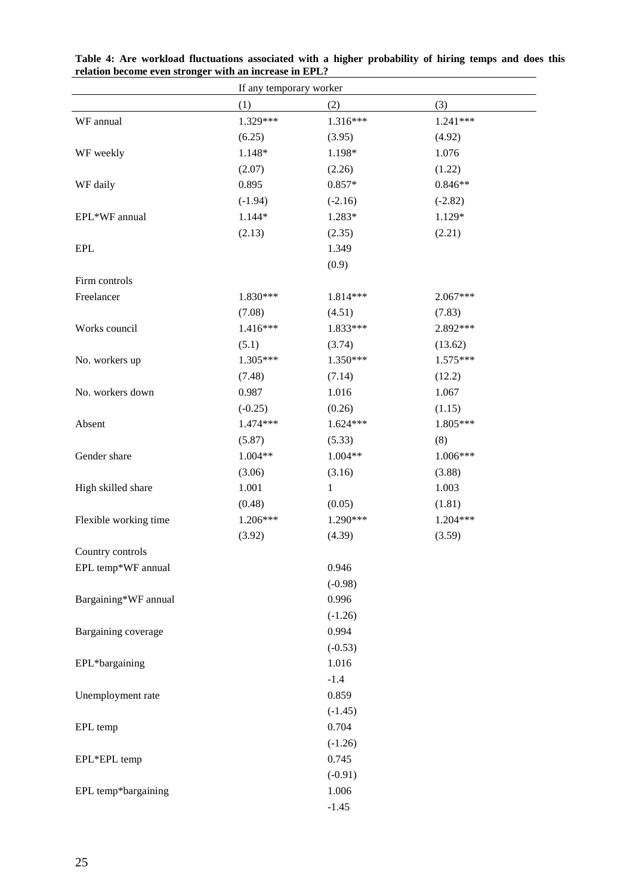**Table 4: Are workload fluctuations associated with a higher probability of hiring temps and does this relation become even stronger with an increase in EPL?**

| | If any temporary worker | | |
|---|---|---|---|
| | (1) | (2) | (3) |
| WF annual | 1.329*** | 1.316*** | 1.241*** |
| | (6.25) | (3.95) | (4.92) |
| WF weekly | 1.148* | 1.198* | 1.076 |
| | (2.07) | (2.26) | (1.22) |
| WF daily | 0.895 | 0.857* | 0.846** |
| | (-1.94) | (-2.16) | (-2.82) |
| EPL*WF annual | 1.144* | 1.283* | 1.129* |
| | (2.13) | (2.35) | (2.21) |
| EPL | | 1.349 | |
| | | (0.9) | |
| Firm controls | | | |
| Freelancer | 1.830*** | 1.814*** | 2.067*** |
| | (7.08) | (4.51) | (7.83) |
| Works council | 1.416*** | 1.833*** | 2.892*** |
| | (5.1) | (3.74) | (13.62) |
| No. workers up | 1.305*** | 1.350*** | 1.575*** |
| | (7.48) | (7.14) | (12.2) |
| No. workers down | 0.987 | 1.016 | 1.067 |
| | (-0.25) | (0.26) | (1.15) |
| Absent | 1.474*** | 1.624*** | 1.805*** |
| | (5.87) | (5.33) | (8) |
| Gender share | 1.004** | 1.004** | 1.006*** |
| | (3.06) | (3.16) | (3.88) |
| High skilled share | 1.001 | 1 | 1.003 |
| | (0.48) | (0.05) | (1.81) |
| Flexible working time | 1.206*** | 1.290*** | 1.204*** |
| | (3.92) | (4.39) | (3.59) |
| Country controls | | | |
| EPL temp*WF annual | | 0.946 | |
| | | (-0.98) | |
| Bargaining*WF annual | | 0.996 | |
| | | (-1.26) | |
| Bargaining coverage | | 0.994 | |
| | | (-0.53) | |
| EPL*bargaining | | 1.016 | |
| | | -1.4 | |
| Unemployment rate | | 0.859 | |
| | | (-1.45) | |
| EPL temp | | 0.704 | |
| | | (-1.26) | |
| EPL*EPL temp | | 0.745 | |
| | | (-0.91) | |
| EPL temp*bargaining | | 1.006 | |
| | | -1.45 | |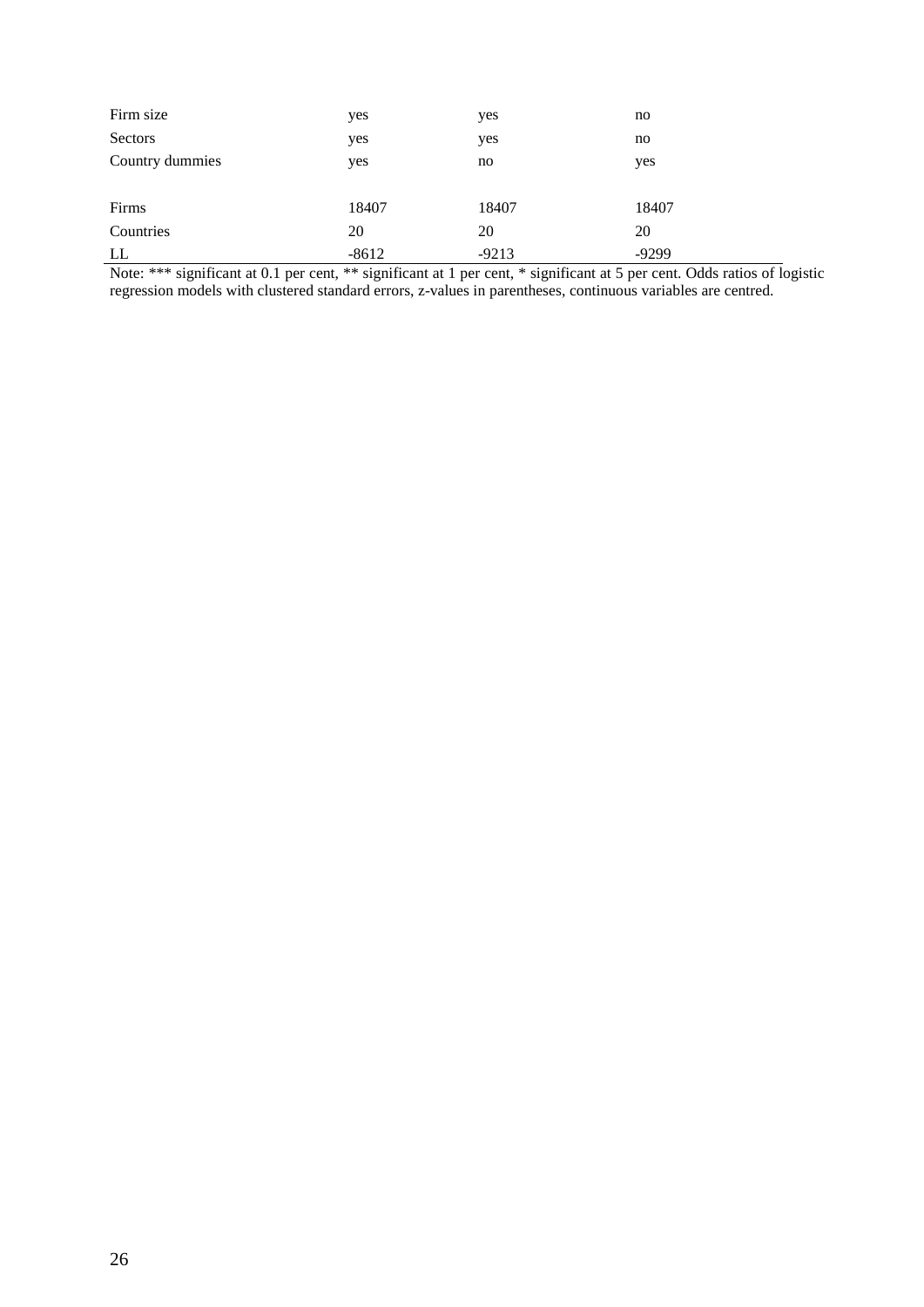| | | | |
|---|---|---|---|
| Firm size | yes | yes | no |
| Sectors | yes | yes | no |
| Country dummies | yes | no | yes |
| | | | |
| Firms | 18407 | 18407 | 18407 |
| Countries | 20 | 20 | 20 |
| LL | -8612 | -9213 | -9299 |

Note: *** significant at 0.1 per cent, ** significant at 1 per cent, * significant at 5 per cent. Odds ratios of logistic regression models with clustered standard errors, z-values in parentheses, continuous variables are centred.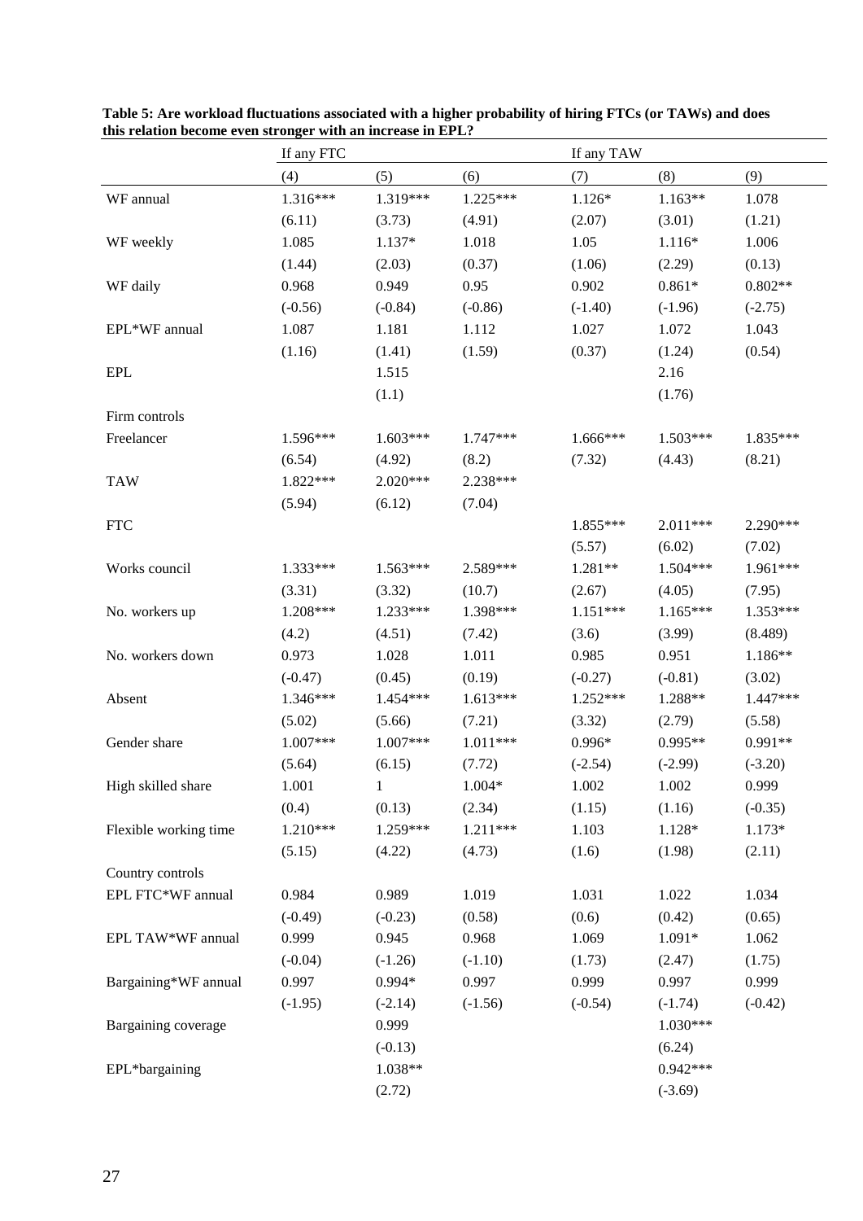**Table 5: Are workload fluctuations associated with a higher probability of hiring FTCs (or TAWs) and does this relation become even stronger with an increase in EPL?**

| | If any FTC | | | If any TAW | | |
|---|---|---|---|---|---|---|
| | (4) | (5) | (6) | (7) | (8) | (9) |
| WF annual | 1.316*** | 1.319*** | 1.225*** | 1.126* | 1.163** | 1.078 |
| | (6.11) | (3.73) | (4.91) | (2.07) | (3.01) | (1.21) |
| WF weekly | 1.085 | 1.137* | 1.018 | 1.05 | 1.116* | 1.006 |
| | (1.44) | (2.03) | (0.37) | (1.06) | (2.29) | (0.13) |
| WF daily | 0.968 | 0.949 | 0.95 | 0.902 | 0.861* | 0.802** |
| | (-0.56) | (-0.84) | (-0.86) | (-1.40) | (-1.96) | (-2.75) |
| EPL*WF annual | 1.087 | 1.181 | 1.112 | 1.027 | 1.072 | 1.043 |
| | (1.16) | (1.41) | (1.59) | (0.37) | (1.24) | (0.54) |
| EPL | | 1.515 | | | 2.16 | |
| | | (1.1) | | | (1.76) | |
| Firm controls | | | | | | |
| Freelancer | 1.596*** | 1.603*** | 1.747*** | 1.666*** | 1.503*** | 1.835*** |
| | (6.54) | (4.92) | (8.2) | (7.32) | (4.43) | (8.21) |
| TAW | 1.822*** | 2.020*** | 2.238*** | | | |
| | (5.94) | (6.12) | (7.04) | | | |
| FTC | | | | 1.855*** | 2.011*** | 2.290*** |
| | | | | (5.57) | (6.02) | (7.02) |
| Works council | 1.333*** | 1.563*** | 2.589*** | 1.281** | 1.504*** | 1.961*** |
| | (3.31) | (3.32) | (10.7) | (2.67) | (4.05) | (7.95) |
| No. workers up | 1.208*** | 1.233*** | 1.398*** | 1.151*** | 1.165*** | 1.353*** |
| | (4.2) | (4.51) | (7.42) | (3.6) | (3.99) | (8.489) |
| No. workers down | 0.973 | 1.028 | 1.011 | 0.985 | 0.951 | 1.186** |
| | (-0.47) | (0.45) | (0.19) | (-0.27) | (-0.81) | (3.02) |
| Absent | 1.346*** | 1.454*** | 1.613*** | 1.252*** | 1.288** | 1.447*** |
| | (5.02) | (5.66) | (7.21) | (3.32) | (2.79) | (5.58) |
| Gender share | 1.007*** | 1.007*** | 1.011*** | 0.996* | 0.995** | 0.991** |
| | (5.64) | (6.15) | (7.72) | (-2.54) | (-2.99) | (-3.20) |
| High skilled share | 1.001 | 1 | 1.004* | 1.002 | 1.002 | 0.999 |
| | (0.4) | (0.13) | (2.34) | (1.15) | (1.16) | (-0.35) |
| Flexible working time | 1.210*** | 1.259*** | 1.211*** | 1.103 | 1.128* | 1.173* |
| | (5.15) | (4.22) | (4.73) | (1.6) | (1.98) | (2.11) |
| Country controls | | | | | | |
| EPL FTC*WF annual | 0.984 | 0.989 | 1.019 | 1.031 | 1.022 | 1.034 |
| | (-0.49) | (-0.23) | (0.58) | (0.6) | (0.42) | (0.65) |
| EPL TAW*WF annual | 0.999 | 0.945 | 0.968 | 1.069 | 1.091* | 1.062 |
| | (-0.04) | (-1.26) | (-1.10) | (1.73) | (2.47) | (1.75) |
| Bargaining*WF annual | 0.997 | 0.994* | 0.997 | 0.999 | 0.997 | 0.999 |
| | (-1.95) | (-2.14) | (-1.56) | (-0.54) | (-1.74) | (-0.42) |
| Bargaining coverage | | 0.999 | | | 1.030*** | |
| | | (-0.13) | | | (6.24) | |
| EPL*bargaining | | 1.038** | | | 0.942*** | |
| | | (2.72) | | | (-3.69) | |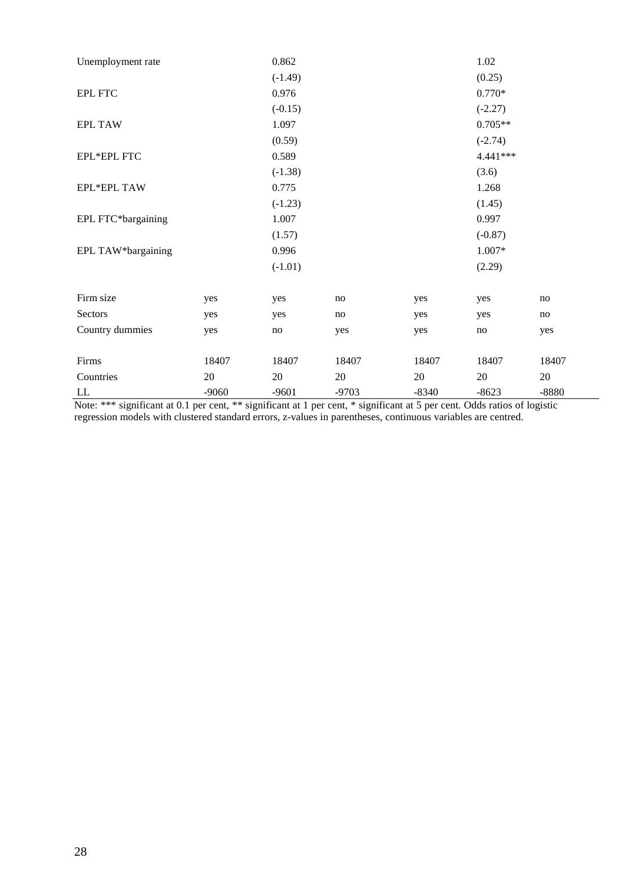| | | | | | | |
|---|---|---|---|---|---|---|
| Unemployment rate | | 0.862 | | | 1.02 | |
| | | (-1.49) | | | (0.25) | |
| EPL FTC | | 0.976 | | | 0.770* | |
| | | (-0.15) | | | (-2.27) | |
| EPL TAW | | 1.097 | | | 0.705** | |
| | | (0.59) | | | (-2.74) | |
| EPL*EPL FTC | | 0.589 | | | 4.441*** | |
| | | (-1.38) | | | (3.6) | |
| EPL*EPL TAW | | 0.775 | | | 1.268 | |
| | | (-1.23) | | | (1.45) | |
| EPL FTC*bargaining | | 1.007 | | | 0.997 | |
| | | (1.57) | | | (-0.87) | |
| EPL TAW*bargaining | | 0.996 | | | 1.007* | |
| | | (-1.01) | | | (2.29) | |
| Firm size | yes | yes | no | yes | yes | no |
| Sectors | yes | yes | no | yes | yes | no |
| Country dummies | yes | no | yes | yes | no | yes |
| Firms | 18407 | 18407 | 18407 | 18407 | 18407 | 18407 |
| Countries | 20 | 20 | 20 | 20 | 20 | 20 |
| LL | -9060 | -9601 | -9703 | -8340 | -8623 | -8880 |

Note: *** significant at 0.1 per cent, ** significant at 1 per cent, * significant at 5 per cent. Odds ratios of logistic regression models with clustered standard errors, z-values in parentheses, continuous variables are centred.